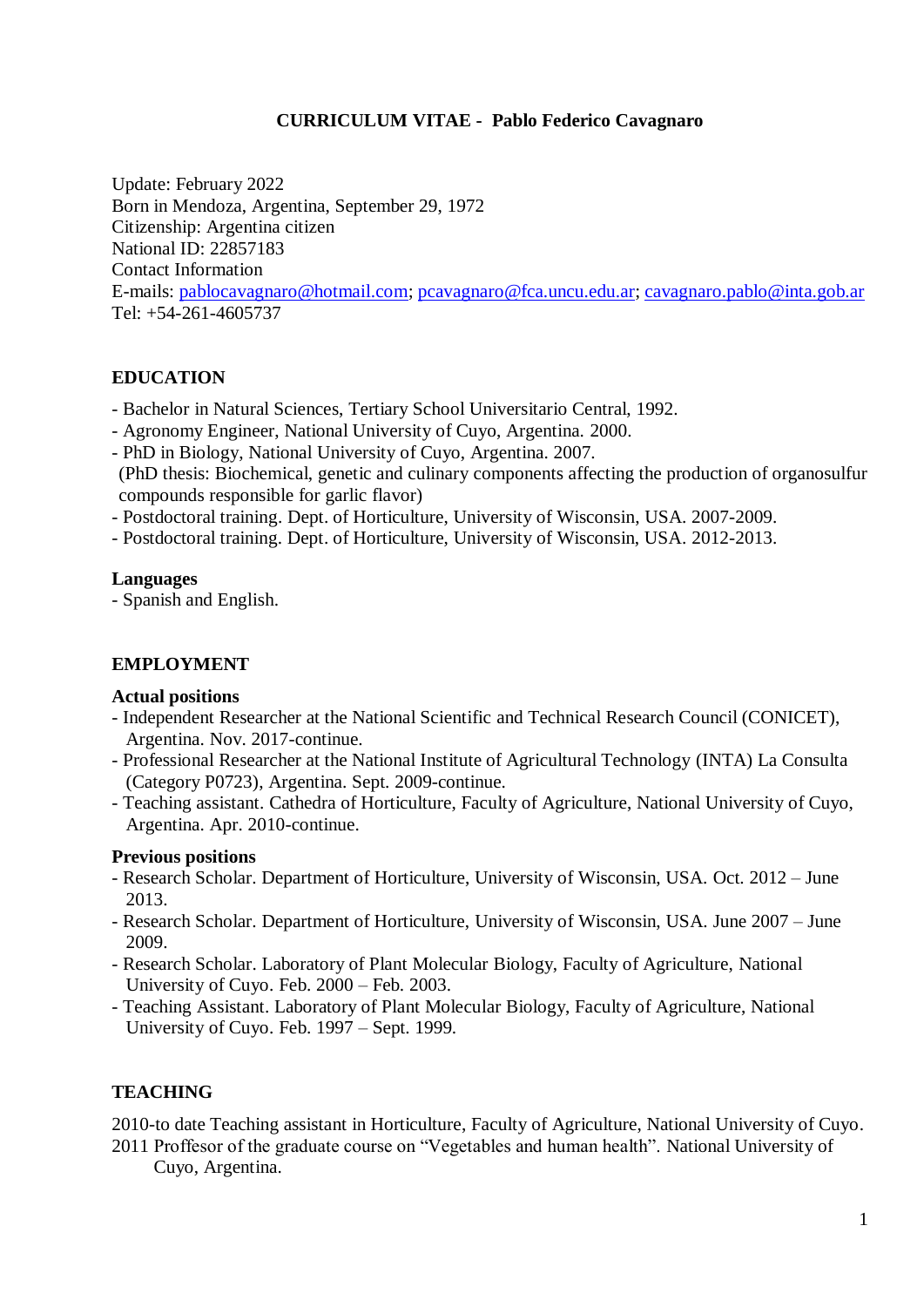# CURRICULUM VITAE - Pablo Federico Cavagnaro

Update: February 2022
Born in Mendoza, Argentina, September 29, 1972
Citizenship: Argentina citizen
National ID: 22857183
Contact Information
E-mails: pablocavagnaro@hotmail.com; pcavagnaro@fca.uncu.edu.ar; cavagnaro.pablo@inta.gob.ar
Tel: +54-261-4605737

## EDUCATION

- Bachelor in Natural Sciences, Tertiary School Universitario Central, 1992.
- Agronomy Engineer, National University of Cuyo, Argentina. 2000.
- PhD in Biology, National University of Cuyo, Argentina. 2007.
  (PhD thesis: Biochemical, genetic and culinary components affecting the production of organosulfur compounds responsible for garlic flavor)
- Postdoctoral training. Dept. of Horticulture, University of Wisconsin, USA. 2007-2009.
- Postdoctoral training. Dept. of Horticulture, University of Wisconsin, USA. 2012-2013.

### Languages

- Spanish and English.

## EMPLOYMENT

### Actual positions

- Independent Researcher at the National Scientific and Technical Research Council (CONICET), Argentina. Nov. 2017-continue.
- Professional Researcher at the National Institute of Agricultural Technology (INTA) La Consulta (Category P0723), Argentina. Sept. 2009-continue.
- Teaching assistant. Cathedra of Horticulture, Faculty of Agriculture, National University of Cuyo, Argentina. Apr. 2010-continue.

### Previous positions

- Research Scholar. Department of Horticulture, University of Wisconsin, USA. Oct. 2012 – June 2013.
- Research Scholar. Department of Horticulture, University of Wisconsin, USA. June 2007 – June 2009.
- Research Scholar. Laboratory of Plant Molecular Biology, Faculty of Agriculture, National University of Cuyo. Feb. 2000 – Feb. 2003.
- Teaching Assistant. Laboratory of Plant Molecular Biology, Faculty of Agriculture, National University of Cuyo. Feb. 1997 – Sept. 1999.

## TEACHING

2010-to date Teaching assistant in Horticulture, Faculty of Agriculture, National University of Cuyo.
2011 Proffesor of the graduate course on "Vegetables and human health". National University of Cuyo, Argentina.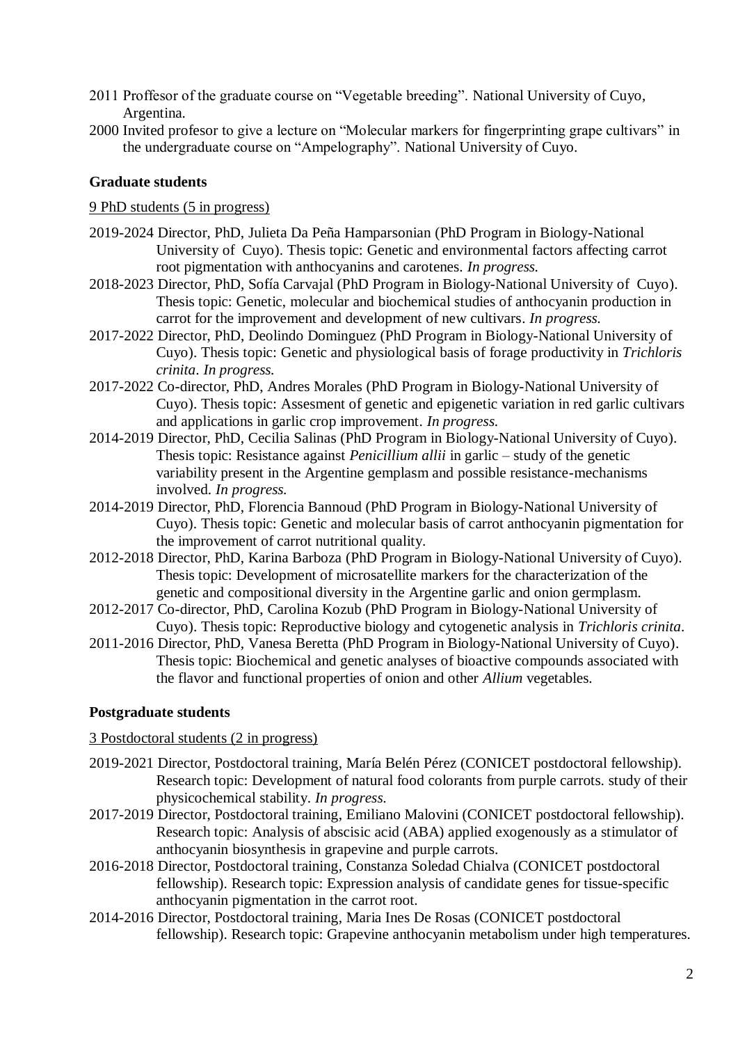2011 Proffesor of the graduate course on "Vegetable breeding". National University of Cuyo, Argentina.

2000 Invited profesor to give a lecture on "Molecular markers for fingerprinting grape cultivars" in the undergraduate course on "Ampelography". National University of Cuyo.

**Graduate students**

9 PhD students (5 in progress)

2019-2024 Director, PhD, Julieta Da Peña Hamparsonian (PhD Program in Biology-National University of Cuyo). Thesis topic: Genetic and environmental factors affecting carrot root pigmentation with anthocyanins and carotenes. *In progress.*

2018-2023 Director, PhD, Sofía Carvajal (PhD Program in Biology-National University of Cuyo). Thesis topic: Genetic, molecular and biochemical studies of anthocyanin production in carrot for the improvement and development of new cultivars. *In progress.*

2017-2022 Director, PhD, Deolindo Dominguez (PhD Program in Biology-National University of Cuyo). Thesis topic: Genetic and physiological basis of forage productivity in *Trichloris crinita*. *In progress.*

2017-2022 Co-director, PhD, Andres Morales (PhD Program in Biology-National University of Cuyo). Thesis topic: Assesment of genetic and epigenetic variation in red garlic cultivars and applications in garlic crop improvement. *In progress.*

2014-2019 Director, PhD, Cecilia Salinas (PhD Program in Biology-National University of Cuyo). Thesis topic: Resistance against *Penicillium allii* in garlic – study of the genetic variability present in the Argentine gemplasm and possible resistance-mechanisms involved. *In progress.*

2014-2019 Director, PhD, Florencia Bannoud (PhD Program in Biology-National University of Cuyo). Thesis topic: Genetic and molecular basis of carrot anthocyanin pigmentation for the improvement of carrot nutritional quality.

2012-2018 Director, PhD, Karina Barboza (PhD Program in Biology-National University of Cuyo). Thesis topic: Development of microsatellite markers for the characterization of the genetic and compositional diversity in the Argentine garlic and onion germplasm.

2012-2017 Co-director, PhD, Carolina Kozub (PhD Program in Biology-National University of Cuyo). Thesis topic: Reproductive biology and cytogenetic analysis in *Trichloris crinita*.

2011-2016 Director, PhD, Vanesa Beretta (PhD Program in Biology-National University of Cuyo). Thesis topic: Biochemical and genetic analyses of bioactive compounds associated with the flavor and functional properties of onion and other *Allium* vegetables.

**Postgraduate students**

3 Postdoctoral students (2 in progress)

2019-2021 Director, Postdoctoral training, María Belén Pérez (CONICET postdoctoral fellowship). Research topic: Development of natural food colorants from purple carrots. study of their physicochemical stability. *In progress.*

2017-2019 Director, Postdoctoral training, Emiliano Malovini (CONICET postdoctoral fellowship). Research topic: Analysis of abscisic acid (ABA) applied exogenously as a stimulator of anthocyanin biosynthesis in grapevine and purple carrots.

2016-2018 Director, Postdoctoral training, Constanza Soledad Chialva (CONICET postdoctoral fellowship). Research topic: Expression analysis of candidate genes for tissue-specific anthocyanin pigmentation in the carrot root.

2014-2016 Director, Postdoctoral training, Maria Ines De Rosas (CONICET postdoctoral fellowship). Research topic: Grapevine anthocyanin metabolism under high temperatures.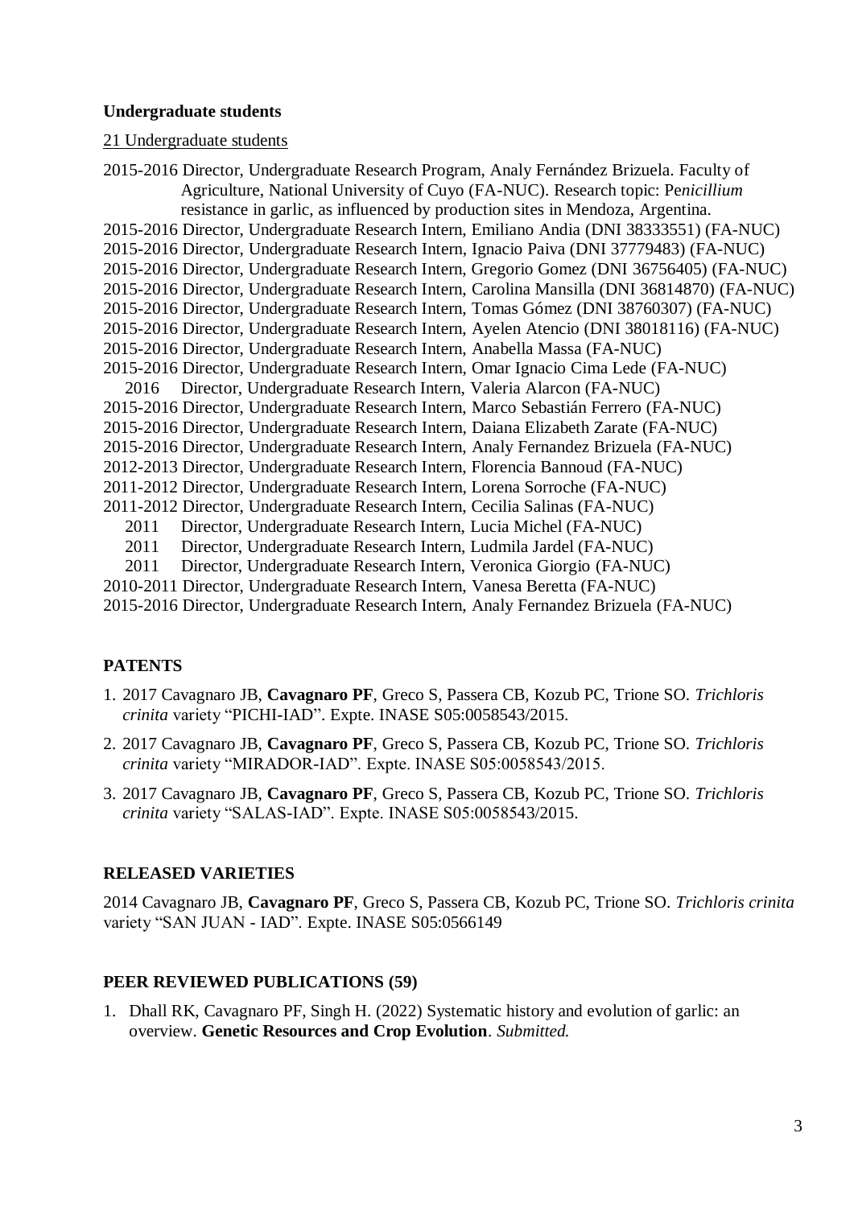**Undergraduate students**

21 Undergraduate students

2015-2016 Director, Undergraduate Research Program, Analy Fernández Brizuela. Faculty of Agriculture, National University of Cuyo (FA-NUC). Research topic: P*enicillium* resistance in garlic, as influenced by production sites in Mendoza, Argentina.  
2015-2016 Director, Undergraduate Research Intern, Emiliano Andia (DNI 38333551) (FA-NUC)  
2015-2016 Director, Undergraduate Research Intern, Ignacio Paiva (DNI 37779483) (FA-NUC)  
2015-2016 Director, Undergraduate Research Intern, Gregorio Gomez (DNI 36756405) (FA-NUC)  
2015-2016 Director, Undergraduate Research Intern, Carolina Mansilla (DNI 36814870) (FA-NUC)  
2015-2016 Director, Undergraduate Research Intern, Tomas Gómez (DNI 38760307) (FA-NUC)  
2015-2016 Director, Undergraduate Research Intern, Ayelen Atencio (DNI 38018116) (FA-NUC)  
2015-2016 Director, Undergraduate Research Intern, Anabella Massa (FA-NUC)  
2015-2016 Director, Undergraduate Research Intern, Omar Ignacio Cima Lede (FA-NUC)  
2016 Director, Undergraduate Research Intern, Valeria Alarcon (FA-NUC)  
2015-2016 Director, Undergraduate Research Intern, Marco Sebastián Ferrero (FA-NUC)  
2015-2016 Director, Undergraduate Research Intern, Daiana Elizabeth Zarate (FA-NUC)  
2015-2016 Director, Undergraduate Research Intern, Analy Fernandez Brizuela (FA-NUC)  
2012-2013 Director, Undergraduate Research Intern, Florencia Bannoud (FA-NUC)  
2011-2012 Director, Undergraduate Research Intern, Lorena Sorroche (FA-NUC)  
2011-2012 Director, Undergraduate Research Intern, Cecilia Salinas (FA-NUC)  
2011 Director, Undergraduate Research Intern, Lucia Michel (FA-NUC)  
2011 Director, Undergraduate Research Intern, Ludmila Jardel (FA-NUC)  
2011 Director, Undergraduate Research Intern, Veronica Giorgio (FA-NUC)  
2010-2011 Director, Undergraduate Research Intern, Vanesa Beretta (FA-NUC)  
2015-2016 Director, Undergraduate Research Intern, Analy Fernandez Brizuela (FA-NUC)

## PATENTS

1. 2017 Cavagnaro JB, **Cavagnaro PF**, Greco S, Passera CB, Kozub PC, Trione SO. *Trichloris crinita* variety "PICHI-IAD". Expte. INASE S05:0058543/2015.
2. 2017 Cavagnaro JB, **Cavagnaro PF**, Greco S, Passera CB, Kozub PC, Trione SO. *Trichloris crinita* variety "MIRADOR-IAD". Expte. INASE S05:0058543/2015.
3. 2017 Cavagnaro JB, **Cavagnaro PF**, Greco S, Passera CB, Kozub PC, Trione SO. *Trichloris crinita* variety "SALAS-IAD". Expte. INASE S05:0058543/2015.

## RELEASED VARIETIES

2014 Cavagnaro JB, **Cavagnaro PF**, Greco S, Passera CB, Kozub PC, Trione SO. *Trichloris crinita* variety "SAN JUAN - IAD". Expte. INASE S05:0566149

## PEER REVIEWED PUBLICATIONS (59)

1. Dhall RK, Cavagnaro PF, Singh H. (2022) Systematic history and evolution of garlic: an overview. **Genetic Resources and Crop Evolution**. *Submitted.*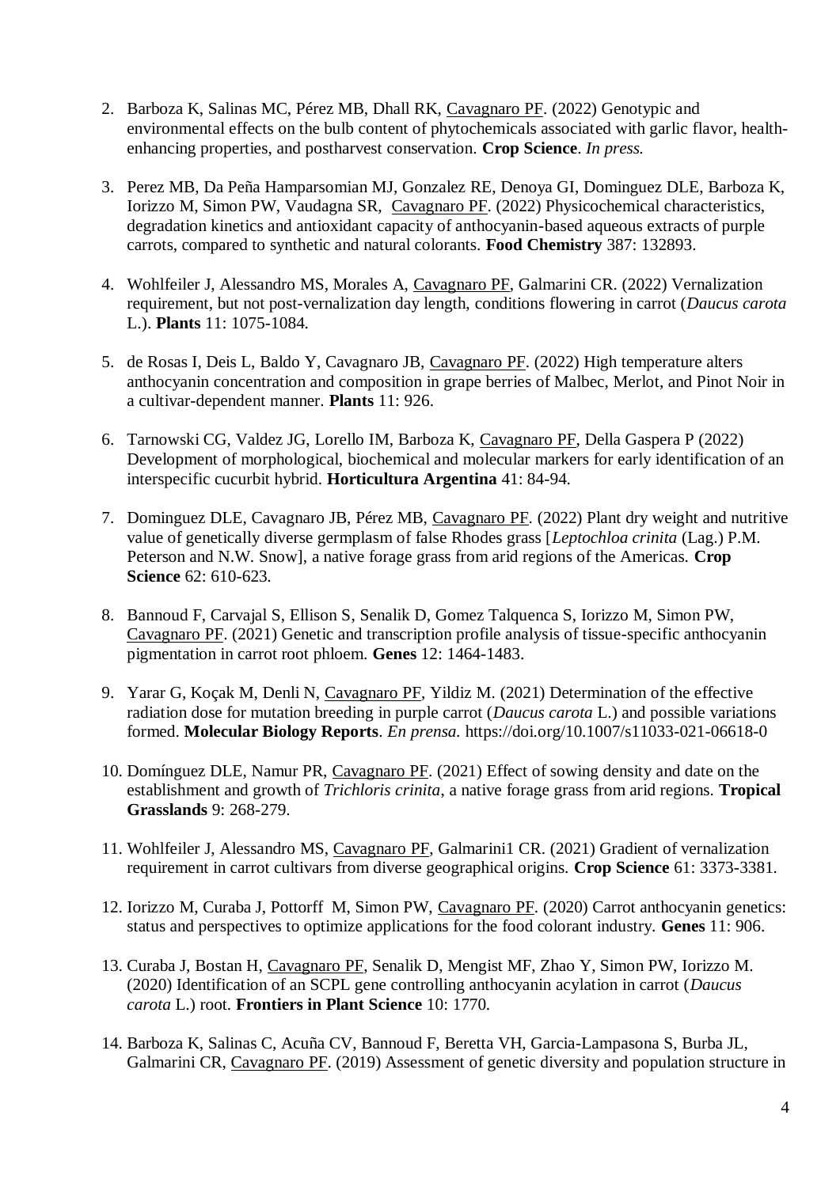2. Barboza K, Salinas MC, Pérez MB, Dhall RK, <u>Cavagnaro PF</u>. (2022) Genotypic and environmental effects on the bulb content of phytochemicals associated with garlic flavor, health-enhancing properties, and postharvest conservation. **Crop Science**. *In press.*

3. Perez MB, Da Peña Hamparsomian MJ, Gonzalez RE, Denoya GI, Dominguez DLE, Barboza K, Iorizzo M, Simon PW, Vaudagna SR, <u>Cavagnaro PF</u>. (2022) Physicochemical characteristics, degradation kinetics and antioxidant capacity of anthocyanin-based aqueous extracts of purple carrots, compared to synthetic and natural colorants. **Food Chemistry** 387: 132893.

4. Wohlfeiler J, Alessandro MS, Morales A, <u>Cavagnaro PF</u>, Galmarini CR. (2022) Vernalization requirement, but not post-vernalization day length, conditions flowering in carrot (*Daucus carota* L.). **Plants** 11: 1075-1084.

5. de Rosas I, Deis L, Baldo Y, Cavagnaro JB, <u>Cavagnaro PF</u>. (2022) High temperature alters anthocyanin concentration and composition in grape berries of Malbec, Merlot, and Pinot Noir in a cultivar-dependent manner. **Plants** 11: 926.

6. Tarnowski CG, Valdez JG, Lorello IM, Barboza K, <u>Cavagnaro PF</u>, Della Gaspera P (2022) Development of morphological, biochemical and molecular markers for early identification of an interspecific cucurbit hybrid. **Horticultura Argentina** 41: 84-94.

7. Dominguez DLE, Cavagnaro JB, Pérez MB, <u>Cavagnaro PF</u>. (2022) Plant dry weight and nutritive value of genetically diverse germplasm of false Rhodes grass [*Leptochloa crinita* (Lag.) P.M. Peterson and N.W. Snow], a native forage grass from arid regions of the Americas. **Crop Science** 62: 610-623.

8. Bannoud F, Carvajal S, Ellison S, Senalik D, Gomez Talquenca S, Iorizzo M, Simon PW, <u>Cavagnaro PF</u>. (2021) Genetic and transcription profile analysis of tissue-specific anthocyanin pigmentation in carrot root phloem. **Genes** 12: 1464-1483.

9. Yarar G, Koçak M, Denli N, <u>Cavagnaro PF</u>, Yildiz M. (2021) Determination of the effective radiation dose for mutation breeding in purple carrot (*Daucus carota* L.) and possible variations formed. **Molecular Biology Reports**. *En prensa.* https://doi.org/10.1007/s11033-021-06618-0

10. Domínguez DLE, Namur PR, <u>Cavagnaro PF</u>. (2021) Effect of sowing density and date on the establishment and growth of *Trichloris crinita*, a native forage grass from arid regions. **Tropical Grasslands** 9: 268-279.

11. Wohlfeiler J, Alessandro MS, <u>Cavagnaro PF</u>, Galmarini1 CR. (2021) Gradient of vernalization requirement in carrot cultivars from diverse geographical origins. **Crop Science** 61: 3373-3381.

12. Iorizzo M, Curaba J, Pottorff M, Simon PW, <u>Cavagnaro PF</u>. (2020) Carrot anthocyanin genetics: status and perspectives to optimize applications for the food colorant industry. **Genes** 11: 906.

13. Curaba J, Bostan H, <u>Cavagnaro PF</u>, Senalik D, Mengist MF, Zhao Y, Simon PW, Iorizzo M. (2020) Identification of an SCPL gene controlling anthocyanin acylation in carrot (*Daucus carota* L.) root. **Frontiers in Plant Science** 10: 1770.

14. Barboza K, Salinas C, Acuña CV, Bannoud F, Beretta VH, Garcia-Lampasona S, Burba JL, Galmarini CR, <u>Cavagnaro PF</u>. (2019) Assessment of genetic diversity and population structure in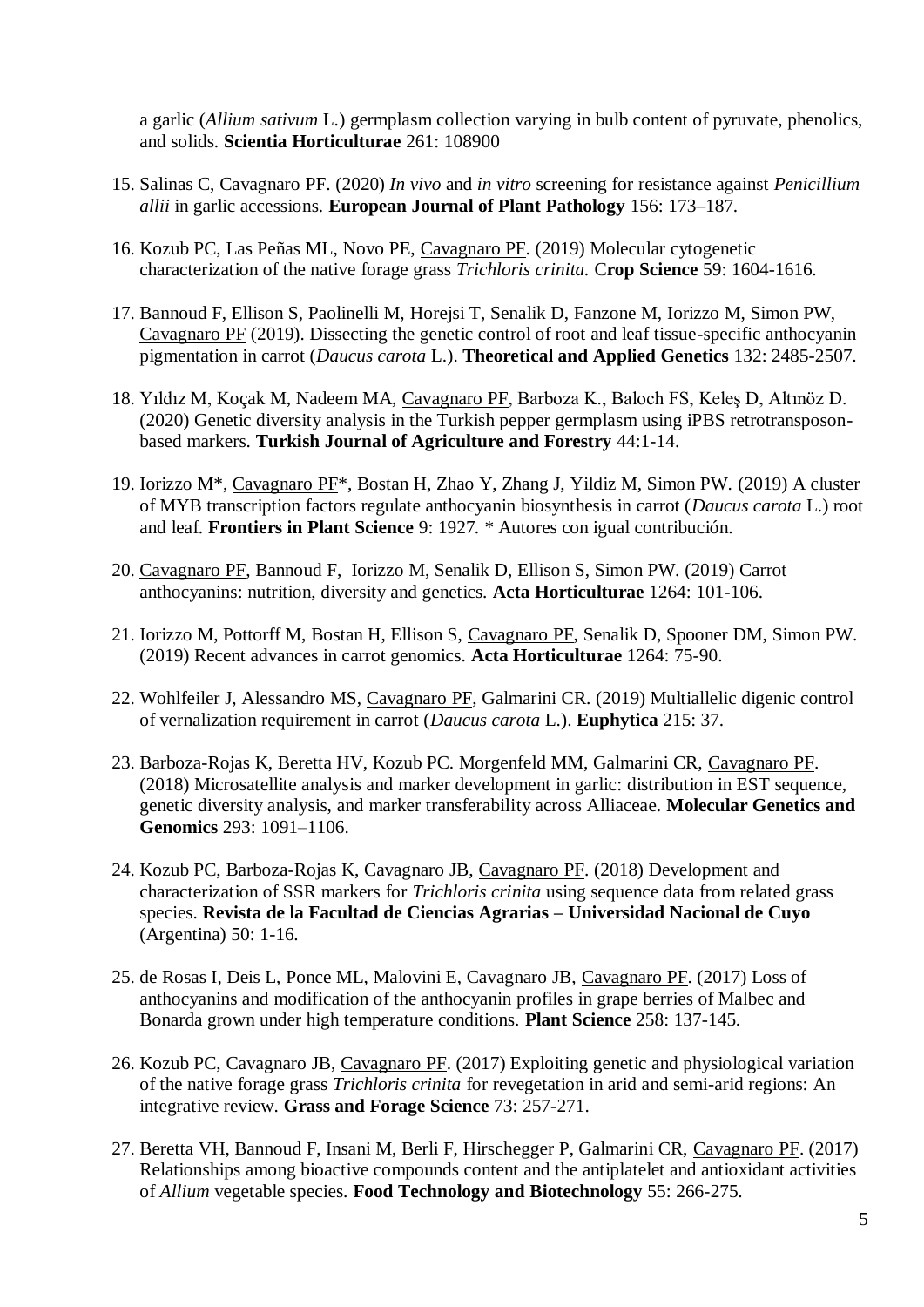a garlic (*Allium sativum* L.) germplasm collection varying in bulb content of pyruvate, phenolics, and solids. **Scientia Horticulturae** 261: 108900

15. Salinas C, Cavagnaro PF. (2020) *In vivo* and *in vitro* screening for resistance against *Penicillium allii* in garlic accessions. **European Journal of Plant Pathology** 156: 173–187.

16. Kozub PC, Las Peñas ML, Novo PE, Cavagnaro PF. (2019) Molecular cytogenetic characterization of the native forage grass *Trichloris crinita.* C**rop Science** 59: 1604-1616.

17. Bannoud F, Ellison S, Paolinelli M, Horejsi T, Senalik D, Fanzone M, Iorizzo M, Simon PW, Cavagnaro PF (2019). Dissecting the genetic control of root and leaf tissue-specific anthocyanin pigmentation in carrot (*Daucus carota* L.). **Theoretical and Applied Genetics** 132: 2485-2507.

18. Yıldız M, Koçak M, Nadeem MA, Cavagnaro PF, Barboza K., Baloch FS, Keleş D, Altınöz D. (2020) Genetic diversity analysis in the Turkish pepper germplasm using iPBS retrotransposon-based markers. **Turkish Journal of Agriculture and Forestry** 44:1-14.

19. Iorizzo M*, Cavagnaro PF*, Bostan H, Zhao Y, Zhang J, Yildiz M, Simon PW. (2019) A cluster of MYB transcription factors regulate anthocyanin biosynthesis in carrot (*Daucus carota* L.) root and leaf. **Frontiers in Plant Science** 9: 1927. * Autores con igual contribución.

20. Cavagnaro PF, Bannoud F, Iorizzo M, Senalik D, Ellison S, Simon PW. (2019) Carrot anthocyanins: nutrition, diversity and genetics. **Acta Horticulturae** 1264: 101-106.

21. Iorizzo M, Pottorff M, Bostan H, Ellison S, Cavagnaro PF, Senalik D, Spooner DM, Simon PW. (2019) Recent advances in carrot genomics. **Acta Horticulturae** 1264: 75-90.

22. Wohlfeiler J, Alessandro MS, Cavagnaro PF, Galmarini CR. (2019) Multiallelic digenic control of vernalization requirement in carrot (*Daucus carota* L.). **Euphytica** 215: 37.

23. Barboza-Rojas K, Beretta HV, Kozub PC. Morgenfeld MM, Galmarini CR, Cavagnaro PF. (2018) Microsatellite analysis and marker development in garlic: distribution in EST sequence, genetic diversity analysis, and marker transferability across Alliaceae. **Molecular Genetics and Genomics** 293: 1091–1106.

24. Kozub PC, Barboza-Rojas K, Cavagnaro JB, Cavagnaro PF. (2018) Development and characterization of SSR markers for *Trichloris crinita* using sequence data from related grass species. **Revista de la Facultad de Ciencias Agrarias – Universidad Nacional de Cuyo** (Argentina) 50: 1-16.

25. de Rosas I, Deis L, Ponce ML, Malovini E, Cavagnaro JB, Cavagnaro PF. (2017) Loss of anthocyanins and modification of the anthocyanin profiles in grape berries of Malbec and Bonarda grown under high temperature conditions. **Plant Science** 258: 137-145.

26. Kozub PC, Cavagnaro JB, Cavagnaro PF. (2017) Exploiting genetic and physiological variation of the native forage grass *Trichloris crinita* for revegetation in arid and semi-arid regions: An integrative review. **Grass and Forage Science** 73: 257-271.

27. Beretta VH, Bannoud F, Insani M, Berli F, Hirschegger P, Galmarini CR, Cavagnaro PF. (2017) Relationships among bioactive compounds content and the antiplatelet and antioxidant activities of *Allium* vegetable species. **Food Technology and Biotechnology** 55: 266-275.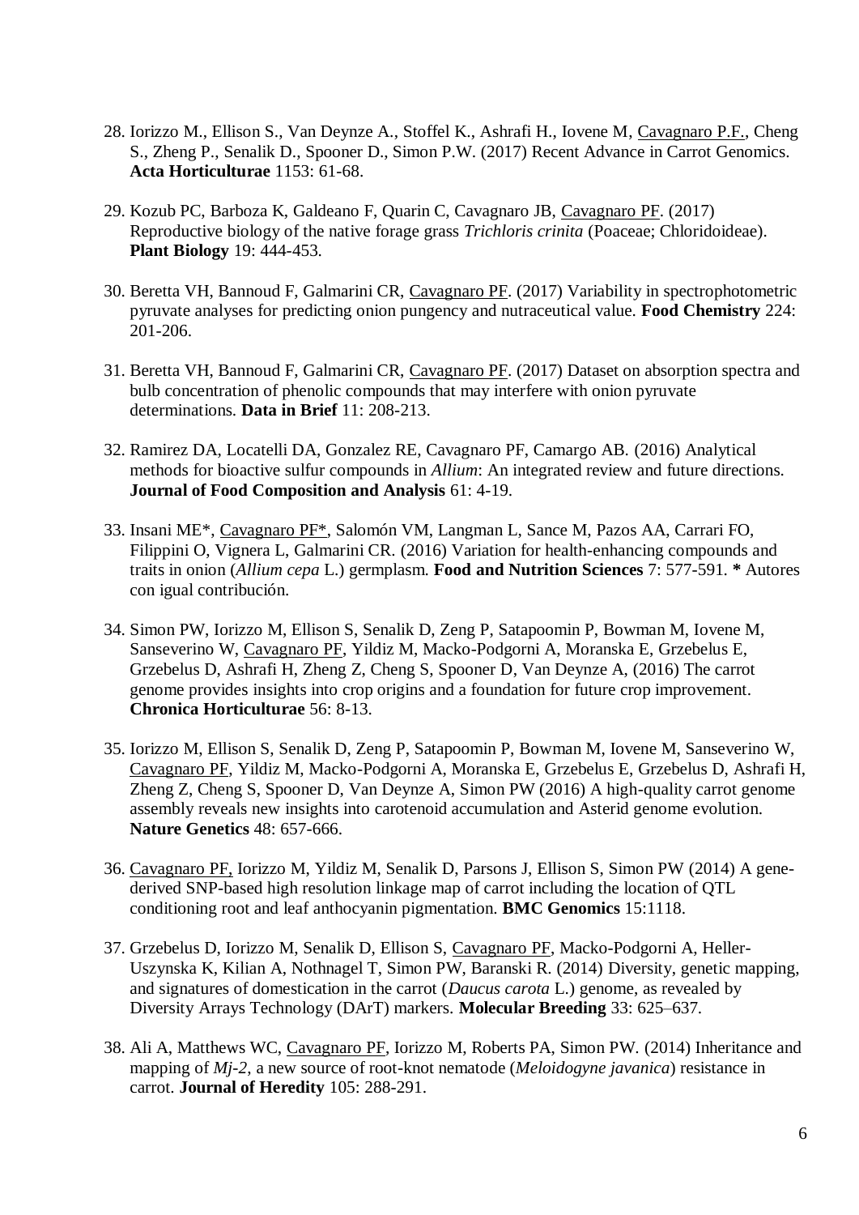28. Iorizzo M., Ellison S., Van Deynze A., Stoffel K., Ashrafi H., Iovene M, Cavagnaro P.F., Cheng S., Zheng P., Senalik D., Spooner D., Simon P.W. (2017) Recent Advance in Carrot Genomics. **Acta Horticulturae** 1153: 61-68.

29. Kozub PC, Barboza K, Galdeano F, Quarin C, Cavagnaro JB, Cavagnaro PF. (2017) Reproductive biology of the native forage grass *Trichloris crinita* (Poaceae; Chloridoideae). **Plant Biology** 19: 444-453.

30. Beretta VH, Bannoud F, Galmarini CR, Cavagnaro PF. (2017) Variability in spectrophotometric pyruvate analyses for predicting onion pungency and nutraceutical value. **Food Chemistry** 224: 201-206.

31. Beretta VH, Bannoud F, Galmarini CR, Cavagnaro PF. (2017) Dataset on absorption spectra and bulb concentration of phenolic compounds that may interfere with onion pyruvate determinations. **Data in Brief** 11: 208-213.

32. Ramirez DA, Locatelli DA, Gonzalez RE, Cavagnaro PF, Camargo AB. (2016) Analytical methods for bioactive sulfur compounds in *Allium*: An integrated review and future directions. **Journal of Food Composition and Analysis** 61: 4-19.

33. Insani ME*, Cavagnaro PF*, Salomón VM, Langman L, Sance M, Pazos AA, Carrari FO, Filippini O, Vignera L, Galmarini CR. (2016) Variation for health-enhancing compounds and traits in onion (*Allium cepa* L.) germplasm. **Food and Nutrition Sciences** 7: 577-591. **\*** Autores con igual contribución.

34. Simon PW, Iorizzo M, Ellison S, Senalik D, Zeng P, Satapoomin P, Bowman M, Iovene M, Sanseverino W, Cavagnaro PF, Yildiz M, Macko-Podgorni A, Moranska E, Grzebelus E, Grzebelus D, Ashrafi H, Zheng Z, Cheng S, Spooner D, Van Deynze A, (2016) The carrot genome provides insights into crop origins and a foundation for future crop improvement. **Chronica Horticulturae** 56: 8-13.

35. Iorizzo M, Ellison S, Senalik D, Zeng P, Satapoomin P, Bowman M, Iovene M, Sanseverino W, Cavagnaro PF, Yildiz M, Macko-Podgorni A, Moranska E, Grzebelus E, Grzebelus D, Ashrafi H, Zheng Z, Cheng S, Spooner D, Van Deynze A, Simon PW (2016) A high-quality carrot genome assembly reveals new insights into carotenoid accumulation and Asterid genome evolution. **Nature Genetics** 48: 657-666.

36. Cavagnaro PF, Iorizzo M, Yildiz M, Senalik D, Parsons J, Ellison S, Simon PW (2014) A gene-derived SNP-based high resolution linkage map of carrot including the location of QTL conditioning root and leaf anthocyanin pigmentation. **BMC Genomics** 15:1118.

37. Grzebelus D, Iorizzo M, Senalik D, Ellison S, Cavagnaro PF, Macko-Podgorni A, Heller-Uszynska K, Kilian A, Nothnagel T, Simon PW, Baranski R. (2014) Diversity, genetic mapping, and signatures of domestication in the carrot (*Daucus carota* L.) genome, as revealed by Diversity Arrays Technology (DArT) markers. **Molecular Breeding** 33: 625–637.

38. Ali A, Matthews WC, Cavagnaro PF, Iorizzo M, Roberts PA, Simon PW. (2014) Inheritance and mapping of *Mj-2*, a new source of root-knot nematode (*Meloidogyne javanica*) resistance in carrot. **Journal of Heredity** 105: 288-291.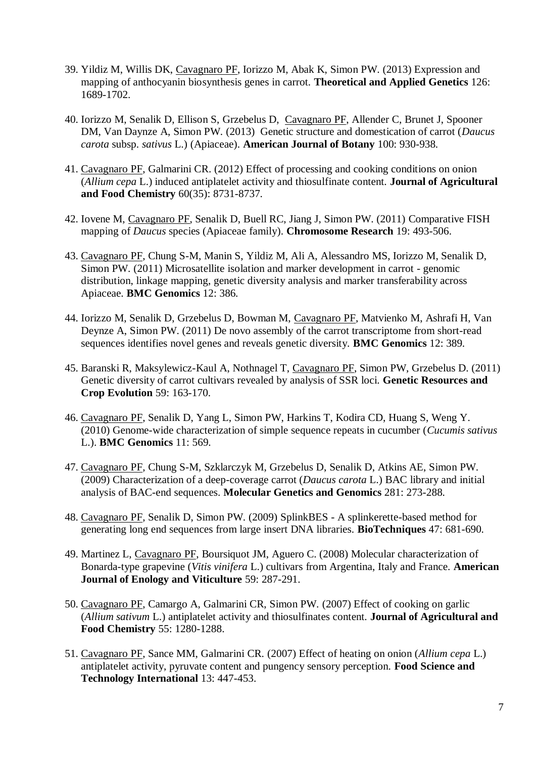39. Yildiz M, Willis DK, Cavagnaro PF, Iorizzo M, Abak K, Simon PW. (2013) Expression and mapping of anthocyanin biosynthesis genes in carrot. **Theoretical and Applied Genetics** 126: 1689-1702.

40. Iorizzo M, Senalik D, Ellison S, Grzebelus D, Cavagnaro PF, Allender C, Brunet J, Spooner DM, Van Daynze A, Simon PW. (2013) Genetic structure and domestication of carrot (*Daucus carota* subsp. *sativus* L.) (Apiaceae). **American Journal of Botany** 100: 930-938.

41. Cavagnaro PF, Galmarini CR. (2012) Effect of processing and cooking conditions on onion (*Allium cepa* L.) induced antiplatelet activity and thiosulfinate content. **Journal of Agricultural and Food Chemistry** 60(35): 8731-8737.

42. Iovene M, Cavagnaro PF, Senalik D, Buell RC, Jiang J, Simon PW. (2011) Comparative FISH mapping of *Daucus* species (Apiaceae family). **Chromosome Research** 19: 493-506.

43. Cavagnaro PF, Chung S-M, Manin S, Yildiz M, Ali A, Alessandro MS, Iorizzo M, Senalik D, Simon PW. (2011) Microsatellite isolation and marker development in carrot - genomic distribution, linkage mapping, genetic diversity analysis and marker transferability across Apiaceae. **BMC Genomics** 12: 386.

44. Iorizzo M, Senalik D, Grzebelus D, Bowman M, Cavagnaro PF, Matvienko M, Ashrafi H, Van Deynze A, Simon PW. (2011) De novo assembly of the carrot transcriptome from short-read sequences identifies novel genes and reveals genetic diversity. **BMC Genomics** 12: 389.

45. Baranski R, Maksylewicz-Kaul A, Nothnagel T, Cavagnaro PF, Simon PW, Grzebelus D. (2011) Genetic diversity of carrot cultivars revealed by analysis of SSR loci. **Genetic Resources and Crop Evolution** 59: 163-170.

46. Cavagnaro PF, Senalik D, Yang L, Simon PW, Harkins T, Kodira CD, Huang S, Weng Y. (2010) Genome-wide characterization of simple sequence repeats in cucumber (*Cucumis sativus* L.). **BMC Genomics** 11: 569.

47. Cavagnaro PF, Chung S-M, Szklarczyk M, Grzebelus D, Senalik D, Atkins AE, Simon PW. (2009) Characterization of a deep-coverage carrot (*Daucus carota* L.) BAC library and initial analysis of BAC-end sequences. **Molecular Genetics and Genomics** 281: 273-288.

48. Cavagnaro PF, Senalik D, Simon PW. (2009) SplinkBES - A splinkerette-based method for generating long end sequences from large insert DNA libraries. **BioTechniques** 47: 681-690.

49. Martinez L, Cavagnaro PF, Boursiquot JM, Aguero C. (2008) Molecular characterization of Bonarda-type grapevine (*Vitis vinifera* L.) cultivars from Argentina, Italy and France. **American Journal of Enology and Viticulture** 59: 287-291.

50. Cavagnaro PF, Camargo A, Galmarini CR, Simon PW. (2007) Effect of cooking on garlic (*Allium sativum* L.) antiplatelet activity and thiosulfinates content. **Journal of Agricultural and Food Chemistry** 55: 1280-1288.

51. Cavagnaro PF, Sance MM, Galmarini CR. (2007) Effect of heating on onion (*Allium cepa* L.) antiplatelet activity, pyruvate content and pungency sensory perception. **Food Science and Technology International** 13: 447-453.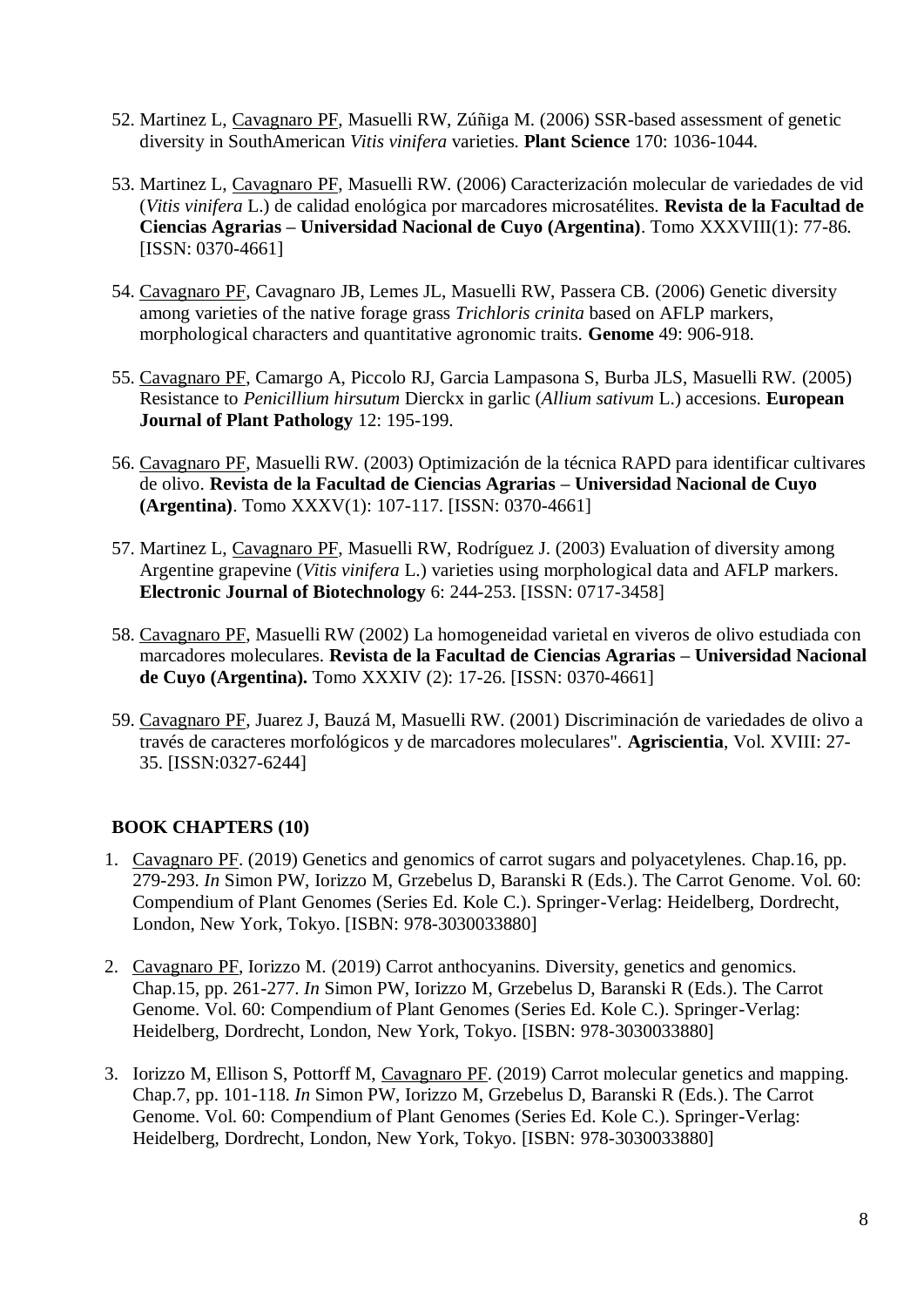52. Martinez L, Cavagnaro PF, Masuelli RW, Zúñiga M. (2006) SSR-based assessment of genetic diversity in SouthAmerican *Vitis vinifera* varieties. **Plant Science** 170: 1036-1044.

53. Martinez L, Cavagnaro PF, Masuelli RW. (2006) Caracterización molecular de variedades de vid (*Vitis vinifera* L.) de calidad enológica por marcadores microsatélites. **Revista de la Facultad de Ciencias Agrarias – Universidad Nacional de Cuyo (Argentina)**. Tomo XXXVIII(1): 77-86. [ISSN: 0370-4661]

54. Cavagnaro PF, Cavagnaro JB, Lemes JL, Masuelli RW, Passera CB. (2006) Genetic diversity among varieties of the native forage grass *Trichloris crinita* based on AFLP markers, morphological characters and quantitative agronomic traits. **Genome** 49: 906-918.

55. Cavagnaro PF, Camargo A, Piccolo RJ, Garcia Lampasona S, Burba JLS, Masuelli RW. (2005) Resistance to *Penicillium hirsutum* Dierckx in garlic (*Allium sativum* L.) accesions. **European Journal of Plant Pathology** 12: 195-199.

56. Cavagnaro PF, Masuelli RW. (2003) Optimización de la técnica RAPD para identificar cultivares de olivo. **Revista de la Facultad de Ciencias Agrarias – Universidad Nacional de Cuyo (Argentina)**. Tomo XXXV(1): 107-117. [ISSN: 0370-4661]

57. Martinez L, Cavagnaro PF, Masuelli RW, Rodríguez J. (2003) Evaluation of diversity among Argentine grapevine (*Vitis vinifera* L.) varieties using morphological data and AFLP markers. **Electronic Journal of Biotechnology** 6: 244-253. [ISSN: 0717-3458]

58. Cavagnaro PF, Masuelli RW (2002) La homogeneidad varietal en viveros de olivo estudiada con marcadores moleculares. **Revista de la Facultad de Ciencias Agrarias – Universidad Nacional de Cuyo (Argentina).** Tomo XXXIV (2): 17-26. [ISSN: 0370-4661]

59. Cavagnaro PF, Juarez J, Bauzá M, Masuelli RW. (2001) Discriminación de variedades de olivo a través de caracteres morfológicos y de marcadores moleculares". **Agriscientia**, Vol. XVIII: 27-35. [ISSN:0327-6244]

## BOOK CHAPTERS (10)

1. Cavagnaro PF. (2019) Genetics and genomics of carrot sugars and polyacetylenes. Chap.16, pp. 279-293. *In* Simon PW, Iorizzo M, Grzebelus D, Baranski R (Eds.). The Carrot Genome. Vol. 60: Compendium of Plant Genomes (Series Ed. Kole C.). Springer-Verlag: Heidelberg, Dordrecht, London, New York, Tokyo. [ISBN: 978-3030033880]

2. Cavagnaro PF, Iorizzo M. (2019) Carrot anthocyanins. Diversity, genetics and genomics. Chap.15, pp. 261-277. *In* Simon PW, Iorizzo M, Grzebelus D, Baranski R (Eds.). The Carrot Genome. Vol. 60: Compendium of Plant Genomes (Series Ed. Kole C.). Springer-Verlag: Heidelberg, Dordrecht, London, New York, Tokyo. [ISBN: 978-3030033880]

3. Iorizzo M, Ellison S, Pottorff M, Cavagnaro PF. (2019) Carrot molecular genetics and mapping. Chap.7, pp. 101-118. *In* Simon PW, Iorizzo M, Grzebelus D, Baranski R (Eds.). The Carrot Genome. Vol. 60: Compendium of Plant Genomes (Series Ed. Kole C.). Springer-Verlag: Heidelberg, Dordrecht, London, New York, Tokyo. [ISBN: 978-3030033880]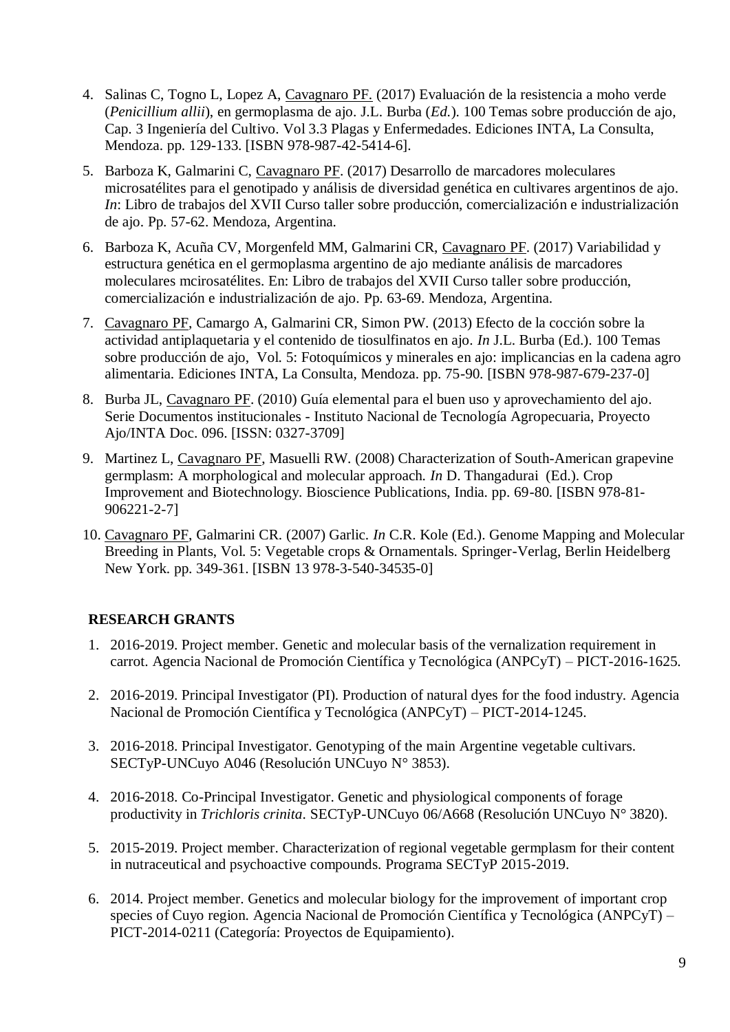4. Salinas C, Togno L, Lopez A, Cavagnaro PF. (2017) Evaluación de la resistencia a moho verde (*Penicillium allii*), en germoplasma de ajo. J.L. Burba (*Ed.*). 100 Temas sobre producción de ajo, Cap. 3 Ingeniería del Cultivo. Vol 3.3 Plagas y Enfermedades. Ediciones INTA, La Consulta, Mendoza. pp. 129-133. [ISBN 978-987-42-5414-6].
5. Barboza K, Galmarini C, Cavagnaro PF. (2017) Desarrollo de marcadores moleculares microsatélites para el genotipado y análisis de diversidad genética en cultivares argentinos de ajo. *In*: Libro de trabajos del XVII Curso taller sobre producción, comercialización e industrialización de ajo. Pp. 57-62. Mendoza, Argentina.
6. Barboza K, Acuña CV, Morgenfeld MM, Galmarini CR, Cavagnaro PF. (2017) Variabilidad y estructura genética en el germoplasma argentino de ajo mediante análisis de marcadores moleculares mcirosatélites. En: Libro de trabajos del XVII Curso taller sobre producción, comercialización e industrialización de ajo. Pp. 63-69. Mendoza, Argentina.
7. Cavagnaro PF, Camargo A, Galmarini CR, Simon PW. (2013) Efecto de la cocción sobre la actividad antiplaquetaria y el contenido de tiosulfinatos en ajo. *In* J.L. Burba (Ed.). 100 Temas sobre producción de ajo, Vol. 5: Fotoquímicos y minerales en ajo: implicancias en la cadena agro alimentaria. Ediciones INTA, La Consulta, Mendoza. pp. 75-90. [ISBN 978-987-679-237-0]
8. Burba JL, Cavagnaro PF. (2010) Guía elemental para el buen uso y aprovechamiento del ajo. Serie Documentos institucionales - Instituto Nacional de Tecnología Agropecuaria, Proyecto Ajo/INTA Doc. 096. [ISSN: 0327-3709]
9. Martinez L, Cavagnaro PF, Masuelli RW. (2008) Characterization of South-American grapevine germplasm: A morphological and molecular approach. *In* D. Thangadurai (Ed.). Crop Improvement and Biotechnology. Bioscience Publications, India. pp. 69-80. [ISBN 978-81-906221-2-7]
10. Cavagnaro PF, Galmarini CR. (2007) Garlic. *In* C.R. Kole (Ed.). Genome Mapping and Molecular Breeding in Plants, Vol. 5: Vegetable crops & Ornamentals. Springer-Verlag, Berlin Heidelberg New York. pp. 349-361. [ISBN 13 978-3-540-34535-0]

## RESEARCH GRANTS

1. 2016-2019. Project member. Genetic and molecular basis of the vernalization requirement in carrot. Agencia Nacional de Promoción Científica y Tecnológica (ANPCyT) – PICT-2016-1625.
2. 2016-2019. Principal Investigator (PI). Production of natural dyes for the food industry. Agencia Nacional de Promoción Científica y Tecnológica (ANPCyT) – PICT-2014-1245.
3. 2016-2018. Principal Investigator. Genotyping of the main Argentine vegetable cultivars. SECTyP-UNCuyo A046 (Resolución UNCuyo N° 3853).
4. 2016-2018. Co-Principal Investigator. Genetic and physiological components of forage productivity in *Trichloris crinita*. SECTyP-UNCuyo 06/A668 (Resolución UNCuyo N° 3820).
5. 2015-2019. Project member. Characterization of regional vegetable germplasm for their content in nutraceutical and psychoactive compounds. Programa SECTyP 2015-2019.
6. 2014. Project member. Genetics and molecular biology for the improvement of important crop species of Cuyo region. Agencia Nacional de Promoción Científica y Tecnológica (ANPCyT) – PICT-2014-0211 (Categoría: Proyectos de Equipamiento).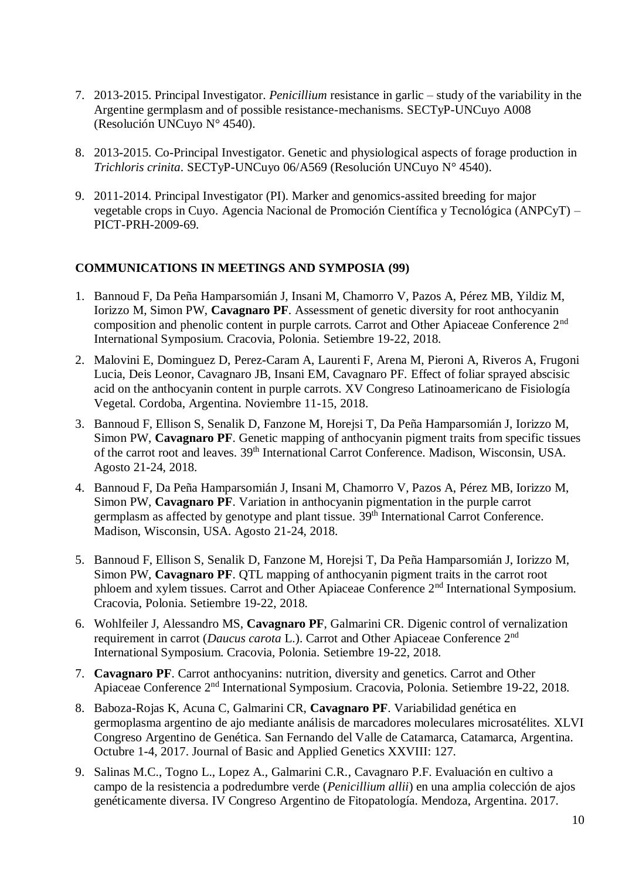7. 2013-2015. Principal Investigator. *Penicillium* resistance in garlic – study of the variability in the Argentine germplasm and of possible resistance-mechanisms. SECTyP-UNCuyo A008 (Resolución UNCuyo N° 4540).

8. 2013-2015. Co-Principal Investigator. Genetic and physiological aspects of forage production in *Trichloris crinita*. SECTyP-UNCuyo 06/A569 (Resolución UNCuyo N° 4540).

9. 2011-2014. Principal Investigator (PI). Marker and genomics-assited breeding for major vegetable crops in Cuyo. Agencia Nacional de Promoción Científica y Tecnológica (ANPCyT) – PICT-PRH-2009-69.

**COMMUNICATIONS IN MEETINGS AND SYMPOSIA (99)**

1. Bannoud F, Da Peña Hamparsomián J, Insani M, Chamorro V, Pazos A, Pérez MB, Yildiz M, Iorizzo M, Simon PW, **Cavagnaro PF**. Assessment of genetic diversity for root anthocyanin composition and phenolic content in purple carrots. Carrot and Other Apiaceae Conference 2nd International Symposium. Cracovia, Polonia. Setiembre 19-22, 2018.

2. Malovini E, Dominguez D, Perez-Caram A, Laurenti F, Arena M, Pieroni A, Riveros A, Frugoni Lucia, Deis Leonor, Cavagnaro JB, Insani EM, Cavagnaro PF. Effect of foliar sprayed abscisic acid on the anthocyanin content in purple carrots. XV Congreso Latinoamericano de Fisiología Vegetal. Cordoba, Argentina. Noviembre 11-15, 2018.

3. Bannoud F, Ellison S, Senalik D, Fanzone M, Horejsi T, Da Peña Hamparsomián J, Iorizzo M, Simon PW, **Cavagnaro PF**. Genetic mapping of anthocyanin pigment traits from specific tissues of the carrot root and leaves. 39th International Carrot Conference. Madison, Wisconsin, USA. Agosto 21-24, 2018.

4. Bannoud F, Da Peña Hamparsomián J, Insani M, Chamorro V, Pazos A, Pérez MB, Iorizzo M, Simon PW, **Cavagnaro PF**. Variation in anthocyanin pigmentation in the purple carrot germplasm as affected by genotype and plant tissue. 39th International Carrot Conference. Madison, Wisconsin, USA. Agosto 21-24, 2018.

5. Bannoud F, Ellison S, Senalik D, Fanzone M, Horejsi T, Da Peña Hamparsomián J, Iorizzo M, Simon PW, **Cavagnaro PF**. QTL mapping of anthocyanin pigment traits in the carrot root phloem and xylem tissues. Carrot and Other Apiaceae Conference 2nd International Symposium. Cracovia, Polonia. Setiembre 19-22, 2018.

6. Wohlfeiler J, Alessandro MS, **Cavagnaro PF**, Galmarini CR. Digenic control of vernalization requirement in carrot (*Daucus carota* L.). Carrot and Other Apiaceae Conference 2nd International Symposium. Cracovia, Polonia. Setiembre 19-22, 2018.

7. **Cavagnaro PF**. Carrot anthocyanins: nutrition, diversity and genetics. Carrot and Other Apiaceae Conference 2nd International Symposium. Cracovia, Polonia. Setiembre 19-22, 2018.

8. Baboza-Rojas K, Acuna C, Galmarini CR, **Cavagnaro PF**. Variabilidad genética en germoplasma argentino de ajo mediante análisis de marcadores moleculares microsatélites. XLVI Congreso Argentino de Genética. San Fernando del Valle de Catamarca, Catamarca, Argentina. Octubre 1-4, 2017. Journal of Basic and Applied Genetics XXVIII: 127.

9. Salinas M.C., Togno L., Lopez A., Galmarini C.R., Cavagnaro P.F. Evaluación en cultivo a campo de la resistencia a podredumbre verde (*Penicillium allii*) en una amplia colección de ajos genéticamente diversa. IV Congreso Argentino de Fitopatología. Mendoza, Argentina. 2017.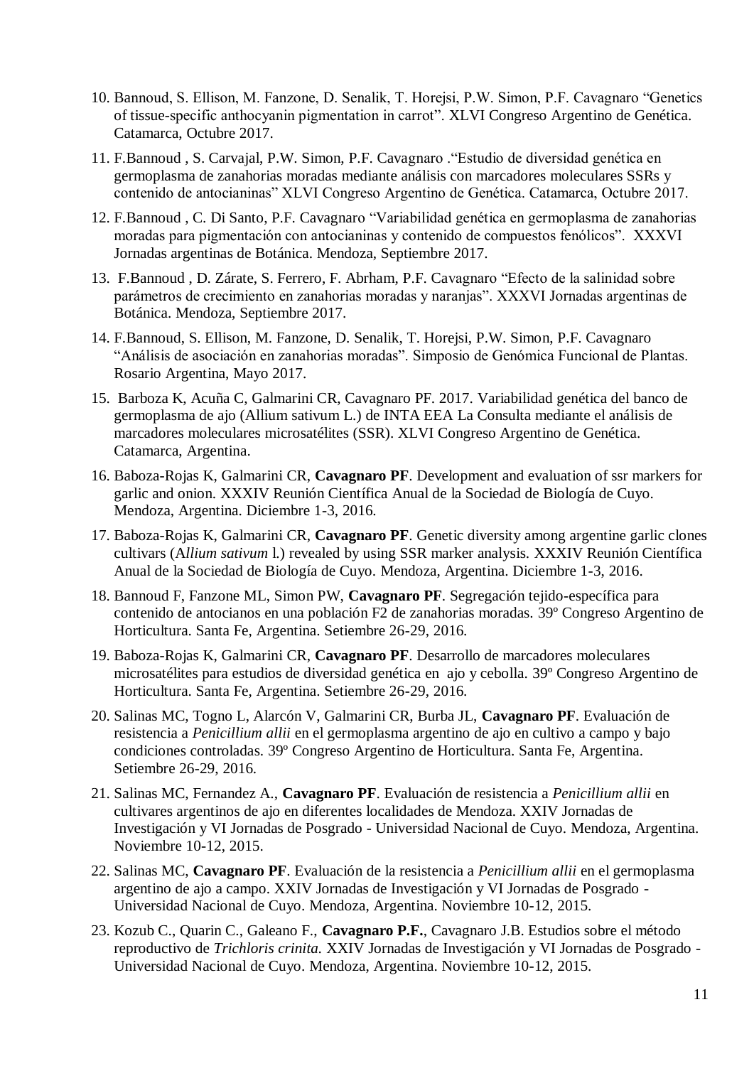10. Bannoud, S. Ellison, M. Fanzone, D. Senalik, T. Horejsi, P.W. Simon, P.F. Cavagnaro "Genetics of tissue-specific anthocyanin pigmentation in carrot". XLVI Congreso Argentino de Genética. Catamarca, Octubre 2017.

11. F.Bannoud , S. Carvajal, P.W. Simon, P.F. Cavagnaro ."Estudio de diversidad genética en germoplasma de zanahorias moradas mediante análisis con marcadores moleculares SSRs y contenido de antocianinas" XLVI Congreso Argentino de Genética. Catamarca, Octubre 2017.

12. F.Bannoud , C. Di Santo, P.F. Cavagnaro "Variabilidad genética en germoplasma de zanahorias moradas para pigmentación con antocianinas y contenido de compuestos fenólicos". XXXVI Jornadas argentinas de Botánica. Mendoza, Septiembre 2017.

13. F.Bannoud , D. Zárate, S. Ferrero, F. Abrham, P.F. Cavagnaro "Efecto de la salinidad sobre parámetros de crecimiento en zanahorias moradas y naranjas". XXXVI Jornadas argentinas de Botánica. Mendoza, Septiembre 2017.

14. F.Bannoud, S. Ellison, M. Fanzone, D. Senalik, T. Horejsi, P.W. Simon, P.F. Cavagnaro "Análisis de asociación en zanahorias moradas". Simposio de Genómica Funcional de Plantas. Rosario Argentina, Mayo 2017.

15. Barboza K, Acuña C, Galmarini CR, Cavagnaro PF. 2017. Variabilidad genética del banco de germoplasma de ajo (Allium sativum L.) de INTA EEA La Consulta mediante el análisis de marcadores moleculares microsatélites (SSR). XLVI Congreso Argentino de Genética. Catamarca, Argentina.

16. Baboza-Rojas K, Galmarini CR, **Cavagnaro PF**. Development and evaluation of ssr markers for garlic and onion. XXXIV Reunión Científica Anual de la Sociedad de Biología de Cuyo. Mendoza, Argentina. Diciembre 1-3, 2016.

17. Baboza-Rojas K, Galmarini CR, **Cavagnaro PF**. Genetic diversity among argentine garlic clones cultivars (A*llium sativum* l.) revealed by using SSR marker analysis. XXXIV Reunión Científica Anual de la Sociedad de Biología de Cuyo. Mendoza, Argentina. Diciembre 1-3, 2016.

18. Bannoud F, Fanzone ML, Simon PW, **Cavagnaro PF**. Segregación tejido-específica para contenido de antocianos en una población F2 de zanahorias moradas. 39º Congreso Argentino de Horticultura. Santa Fe, Argentina. Setiembre 26-29, 2016.

19. Baboza-Rojas K, Galmarini CR, **Cavagnaro PF**. Desarrollo de marcadores moleculares microsatélites para estudios de diversidad genética en ajo y cebolla. 39º Congreso Argentino de Horticultura. Santa Fe, Argentina. Setiembre 26-29, 2016.

20. Salinas MC, Togno L, Alarcón V, Galmarini CR, Burba JL, **Cavagnaro PF**. Evaluación de resistencia a *Penicillium allii* en el germoplasma argentino de ajo en cultivo a campo y bajo condiciones controladas. 39º Congreso Argentino de Horticultura. Santa Fe, Argentina. Setiembre 26-29, 2016.

21. Salinas MC, Fernandez A., **Cavagnaro PF**. Evaluación de resistencia a *Penicillium allii* en cultivares argentinos de ajo en diferentes localidades de Mendoza. XXIV Jornadas de Investigación y VI Jornadas de Posgrado - Universidad Nacional de Cuyo. Mendoza, Argentina. Noviembre 10-12, 2015.

22. Salinas MC, **Cavagnaro PF**. Evaluación de la resistencia a *Penicillium allii* en el germoplasma argentino de ajo a campo. XXIV Jornadas de Investigación y VI Jornadas de Posgrado - Universidad Nacional de Cuyo. Mendoza, Argentina. Noviembre 10-12, 2015.

23. Kozub C., Quarin C., Galeano F., **Cavagnaro P.F.**, Cavagnaro J.B. Estudios sobre el método reproductivo de *Trichloris crinita.* XXIV Jornadas de Investigación y VI Jornadas de Posgrado - Universidad Nacional de Cuyo. Mendoza, Argentina. Noviembre 10-12, 2015.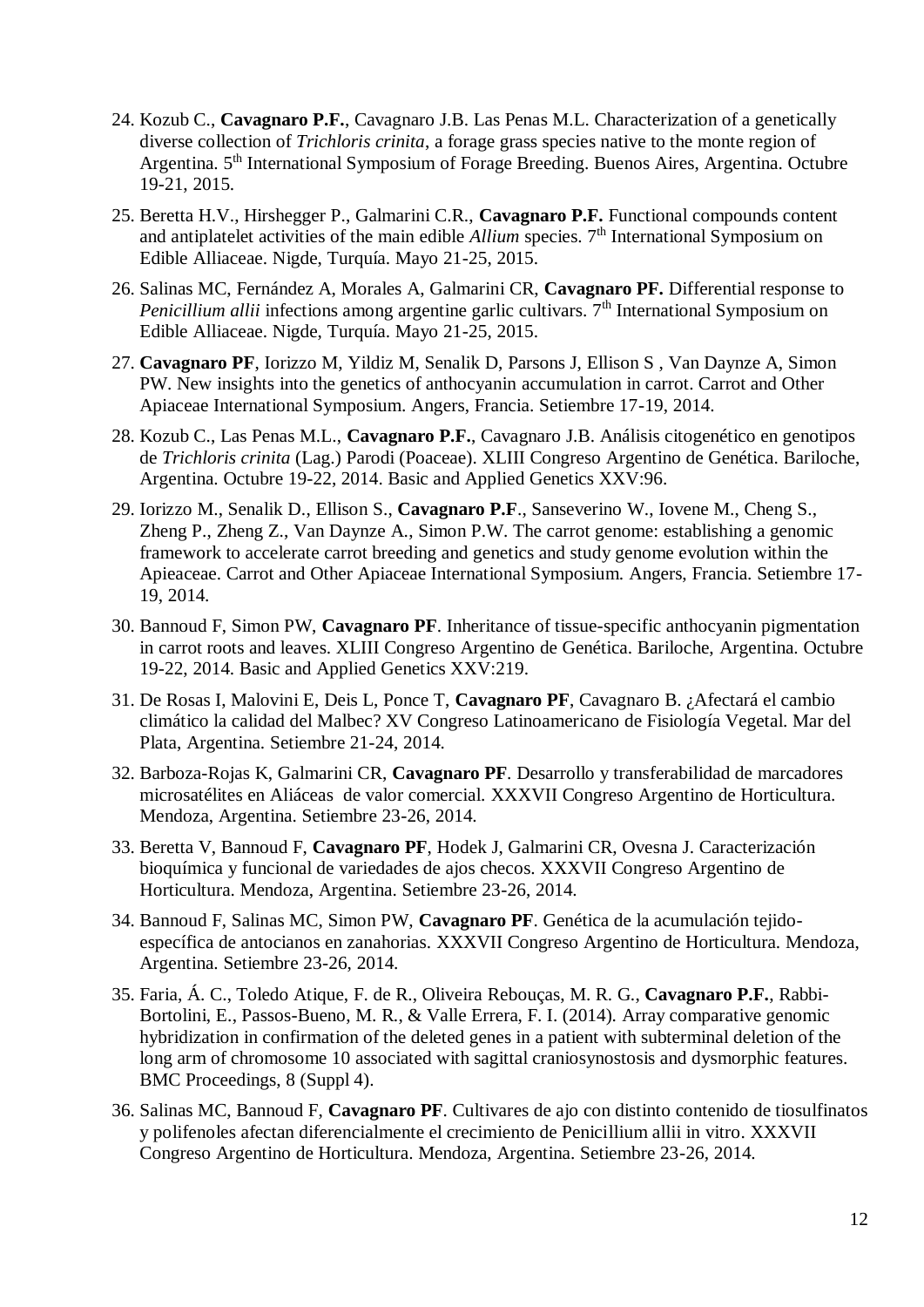24. Kozub C., **Cavagnaro P.F.**, Cavagnaro J.B. Las Penas M.L. Characterization of a genetically diverse collection of *Trichloris crinita*, a forage grass species native to the monte region of Argentina. 5th International Symposium of Forage Breeding. Buenos Aires, Argentina. Octubre 19-21, 2015.

25. Beretta H.V., Hirshegger P., Galmarini C.R., **Cavagnaro P.F.** Functional compounds content and antiplatelet activities of the main edible *Allium* species. 7th International Symposium on Edible Alliaceae. Nigde, Turquía. Mayo 21-25, 2015.

26. Salinas MC, Fernández A, Morales A, Galmarini CR, **Cavagnaro PF.** Differential response to *Penicillium allii* infections among argentine garlic cultivars. 7th International Symposium on Edible Alliaceae. Nigde, Turquía. Mayo 21-25, 2015.

27. **Cavagnaro PF**, Iorizzo M, Yildiz M, Senalik D, Parsons J, Ellison S , Van Daynze A, Simon PW. New insights into the genetics of anthocyanin accumulation in carrot. Carrot and Other Apiaceae International Symposium. Angers, Francia. Setiembre 17-19, 2014.

28. Kozub C., Las Penas M.L., **Cavagnaro P.F.**, Cavagnaro J.B. Análisis citogenético en genotipos de *Trichloris crinita* (Lag.) Parodi (Poaceae). XLIII Congreso Argentino de Genética. Bariloche, Argentina. Octubre 19-22, 2014. Basic and Applied Genetics XXV:96.

29. Iorizzo M., Senalik D., Ellison S., **Cavagnaro P.F**., Sanseverino W., Iovene M., Cheng S., Zheng P., Zheng Z., Van Daynze A., Simon P.W. The carrot genome: establishing a genomic framework to accelerate carrot breeding and genetics and study genome evolution within the Apieaceae. Carrot and Other Apiaceae International Symposium. Angers, Francia. Setiembre 17-19, 2014.

30. Bannoud F, Simon PW, **Cavagnaro PF**. Inheritance of tissue-specific anthocyanin pigmentation in carrot roots and leaves. XLIII Congreso Argentino de Genética. Bariloche, Argentina. Octubre 19-22, 2014. Basic and Applied Genetics XXV:219.

31. De Rosas I, Malovini E, Deis L, Ponce T, **Cavagnaro PF**, Cavagnaro B. ¿Afectará el cambio climático la calidad del Malbec? XV Congreso Latinoamericano de Fisiología Vegetal. Mar del Plata, Argentina. Setiembre 21-24, 2014.

32. Barboza-Rojas K, Galmarini CR, **Cavagnaro PF**. Desarrollo y transferabilidad de marcadores microsatélites en Aliáceas de valor comercial. XXXVII Congreso Argentino de Horticultura. Mendoza, Argentina. Setiembre 23-26, 2014.

33. Beretta V, Bannoud F, **Cavagnaro PF**, Hodek J, Galmarini CR, Ovesna J. Caracterización bioquímica y funcional de variedades de ajos checos. XXXVII Congreso Argentino de Horticultura. Mendoza, Argentina. Setiembre 23-26, 2014.

34. Bannoud F, Salinas MC, Simon PW, **Cavagnaro PF**. Genética de la acumulación tejido-específica de antocianos en zanahorias. XXXVII Congreso Argentino de Horticultura. Mendoza, Argentina. Setiembre 23-26, 2014.

35. Faria, Á. C., Toledo Atique, F. de R., Oliveira Rebouças, M. R. G., **Cavagnaro P.F.**, Rabbi-Bortolini, E., Passos-Bueno, M. R., & Valle Errera, F. I. (2014). Array comparative genomic hybridization in confirmation of the deleted genes in a patient with subterminal deletion of the long arm of chromosome 10 associated with sagittal craniosynostosis and dysmorphic features. BMC Proceedings, 8 (Suppl 4).

36. Salinas MC, Bannoud F, **Cavagnaro PF**. Cultivares de ajo con distinto contenido de tiosulfinatos y polifenoles afectan diferencialmente el crecimiento de Penicillium allii in vitro. XXXVII Congreso Argentino de Horticultura. Mendoza, Argentina. Setiembre 23-26, 2014.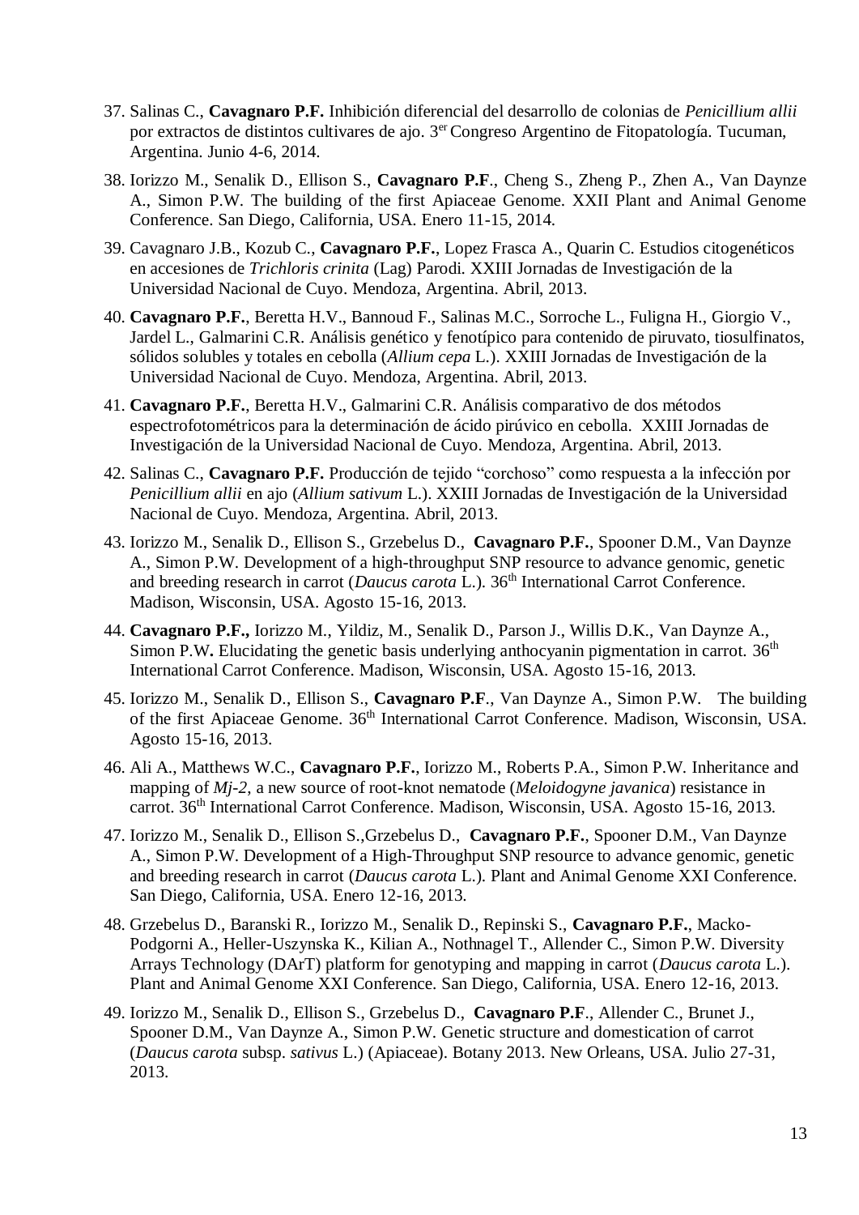37. Salinas C., **Cavagnaro P.F.** Inhibición diferencial del desarrollo de colonias de *Penicillium allii* por extractos de distintos cultivares de ajo. 3[er] Congreso Argentino de Fitopatología. Tucuman, Argentina. Junio 4-6, 2014.

38. Iorizzo M., Senalik D., Ellison S., **Cavagnaro P.F**., Cheng S., Zheng P., Zhen A., Van Daynze A., Simon P.W. The building of the first Apiaceae Genome. XXII Plant and Animal Genome Conference. San Diego, California, USA. Enero 11-15, 2014.

39. Cavagnaro J.B., Kozub C., **Cavagnaro P.F.**, Lopez Frasca A., Quarin C. Estudios citogenéticos en accesiones de *Trichloris crinita* (Lag) Parodi. XXIII Jornadas de Investigación de la Universidad Nacional de Cuyo. Mendoza, Argentina. Abril, 2013.

40. **Cavagnaro P.F.**, Beretta H.V., Bannoud F., Salinas M.C., Sorroche L., Fuligna H., Giorgio V., Jardel L., Galmarini C.R. Análisis genético y fenotípico para contenido de piruvato, tiosulfinatos, sólidos solubles y totales en cebolla (*Allium cepa* L.). XXIII Jornadas de Investigación de la Universidad Nacional de Cuyo. Mendoza, Argentina. Abril, 2013.

41. **Cavagnaro P.F.**, Beretta H.V., Galmarini C.R. Análisis comparativo de dos métodos espectrofotométricos para la determinación de ácido pirúvico en cebolla. XXIII Jornadas de Investigación de la Universidad Nacional de Cuyo. Mendoza, Argentina. Abril, 2013.

42. Salinas C., **Cavagnaro P.F.** Producción de tejido "corchoso" como respuesta a la infección por *Penicillium allii* en ajo (*Allium sativum* L.). XXIII Jornadas de Investigación de la Universidad Nacional de Cuyo. Mendoza, Argentina. Abril, 2013.

43. Iorizzo M., Senalik D., Ellison S., Grzebelus D., **Cavagnaro P.F.**, Spooner D.M., Van Daynze A., Simon P.W. Development of a high-throughput SNP resource to advance genomic, genetic and breeding research in carrot (*Daucus carota* L.). 36[th] International Carrot Conference. Madison, Wisconsin, USA. Agosto 15-16, 2013.

44. **Cavagnaro P.F.,** Iorizzo M., Yildiz, M., Senalik D., Parson J., Willis D.K., Van Daynze A., Simon P.W**.** Elucidating the genetic basis underlying anthocyanin pigmentation in carrot. 36[th] International Carrot Conference. Madison, Wisconsin, USA. Agosto 15-16, 2013.

45. Iorizzo M., Senalik D., Ellison S., **Cavagnaro P.F**., Van Daynze A., Simon P.W. The building of the first Apiaceae Genome. 36[th] International Carrot Conference. Madison, Wisconsin, USA. Agosto 15-16, 2013.

46. Ali A., Matthews W.C., **Cavagnaro P.F.**, Iorizzo M., Roberts P.A., Simon P.W. Inheritance and mapping of *Mj-2*, a new source of root-knot nematode (*Meloidogyne javanica*) resistance in carrot. 36[th] International Carrot Conference. Madison, Wisconsin, USA. Agosto 15-16, 2013.

47. Iorizzo M., Senalik D., Ellison S.,Grzebelus D., **Cavagnaro P.F.**, Spooner D.M., Van Daynze A., Simon P.W. Development of a High-Throughput SNP resource to advance genomic, genetic and breeding research in carrot (*Daucus carota* L.). Plant and Animal Genome XXI Conference. San Diego, California, USA. Enero 12-16, 2013.

48. Grzebelus D., Baranski R., Iorizzo M., Senalik D., Repinski S., **Cavagnaro P.F.**, Macko-Podgorni A., Heller-Uszynska K., Kilian A., Nothnagel T., Allender C., Simon P.W. Diversity Arrays Technology (DArT) platform for genotyping and mapping in carrot (*Daucus carota* L.). Plant and Animal Genome XXI Conference. San Diego, California, USA. Enero 12-16, 2013.

49. Iorizzo M., Senalik D., Ellison S., Grzebelus D., **Cavagnaro P.F**., Allender C., Brunet J., Spooner D.M., Van Daynze A., Simon P.W. Genetic structure and domestication of carrot (*Daucus carota* subsp. *sativus* L.) (Apiaceae). Botany 2013. New Orleans, USA. Julio 27-31, 2013.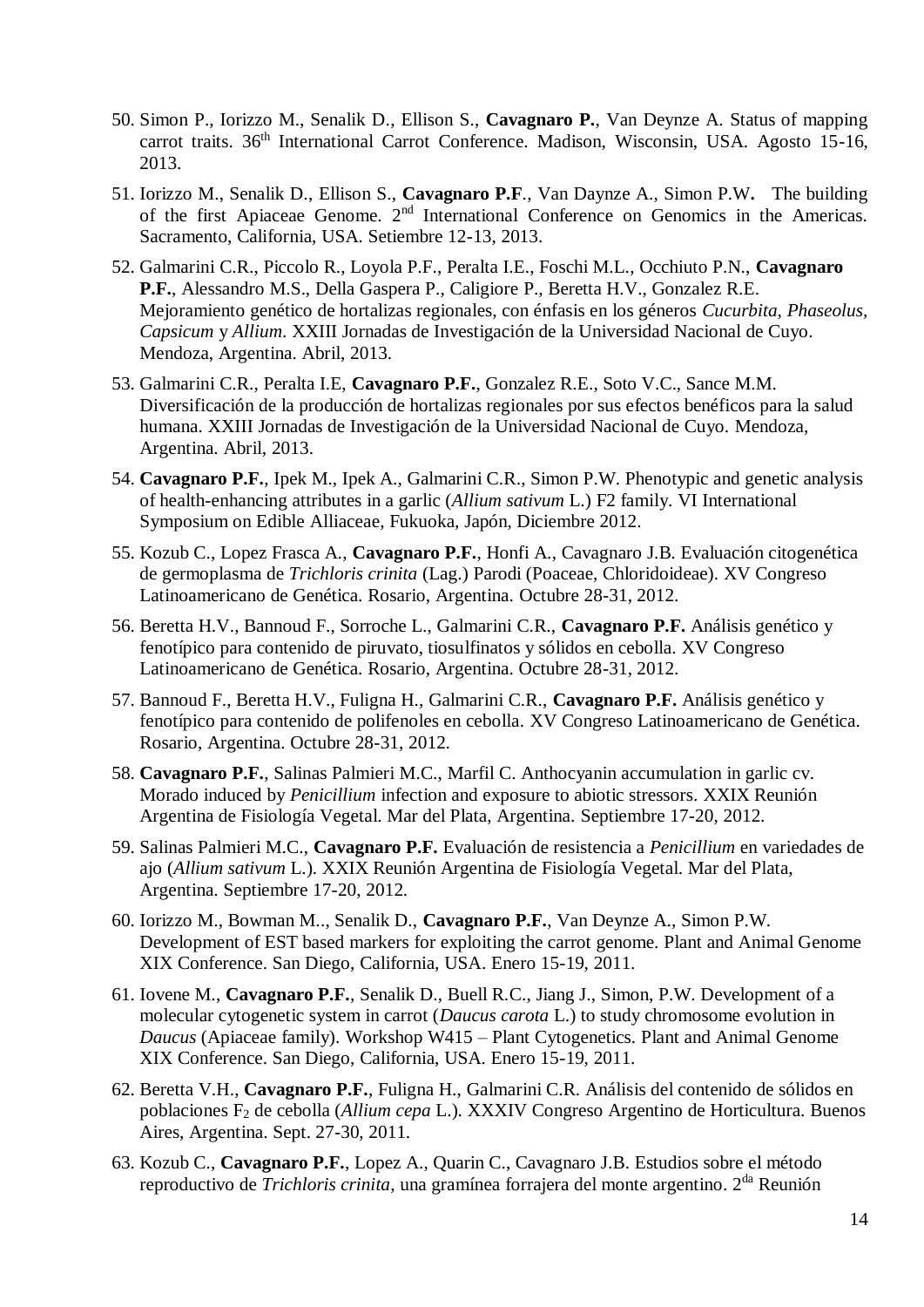50. Simon P., Iorizzo M., Senalik D., Ellison S., **Cavagnaro P.**, Van Deynze A. Status of mapping carrot traits. 36th International Carrot Conference. Madison, Wisconsin, USA. Agosto 15-16, 2013.

51. Iorizzo M., Senalik D., Ellison S., **Cavagnaro P.F**., Van Daynze A., Simon P.W**.** The building of the first Apiaceae Genome. 2nd International Conference on Genomics in the Americas. Sacramento, California, USA. Setiembre 12-13, 2013.

52. Galmarini C.R., Piccolo R., Loyola P.F., Peralta I.E., Foschi M.L., Occhiuto P.N., **Cavagnaro P.F.**, Alessandro M.S., Della Gaspera P., Caligiore P., Beretta H.V., Gonzalez R.E. Mejoramiento genético de hortalizas regionales, con énfasis en los géneros *Cucurbita, Phaseolus, Capsicum* y *Allium*. XXIII Jornadas de Investigación de la Universidad Nacional de Cuyo. Mendoza, Argentina. Abril, 2013.

53. Galmarini C.R., Peralta I.E, **Cavagnaro P.F.**, Gonzalez R.E., Soto V.C., Sance M.M. Diversificación de la producción de hortalizas regionales por sus efectos benéficos para la salud humana. XXIII Jornadas de Investigación de la Universidad Nacional de Cuyo. Mendoza, Argentina. Abril, 2013.

54. **Cavagnaro P.F.**, Ipek M., Ipek A., Galmarini C.R., Simon P.W. Phenotypic and genetic analysis of health-enhancing attributes in a garlic (*Allium sativum* L.) F2 family. VI International Symposium on Edible Alliaceae, Fukuoka, Japón, Diciembre 2012.

55. Kozub C., Lopez Frasca A., **Cavagnaro P.F.**, Honfi A., Cavagnaro J.B. Evaluación citogenética de germoplasma de *Trichloris crinita* (Lag.) Parodi (Poaceae, Chloridoideae). XV Congreso Latinoamericano de Genética. Rosario, Argentina. Octubre 28-31, 2012.

56. Beretta H.V., Bannoud F., Sorroche L., Galmarini C.R., **Cavagnaro P.F.** Análisis genético y fenotípico para contenido de piruvato, tiosulfinatos y sólidos en cebolla. XV Congreso Latinoamericano de Genética. Rosario, Argentina. Octubre 28-31, 2012.

57. Bannoud F., Beretta H.V., Fuligna H., Galmarini C.R., **Cavagnaro P.F.** Análisis genético y fenotípico para contenido de polifenoles en cebolla. XV Congreso Latinoamericano de Genética. Rosario, Argentina. Octubre 28-31, 2012.

58. **Cavagnaro P.F.**, Salinas Palmieri M.C., Marfil C. Anthocyanin accumulation in garlic cv. Morado induced by *Penicillium* infection and exposure to abiotic stressors. XXIX Reunión Argentina de Fisiología Vegetal. Mar del Plata, Argentina. Septiembre 17-20, 2012.

59. Salinas Palmieri M.C., **Cavagnaro P.F.** Evaluación de resistencia a *Penicillium* en variedades de ajo (*Allium sativum* L.). XXIX Reunión Argentina de Fisiología Vegetal. Mar del Plata, Argentina. Septiembre 17-20, 2012.

60. Iorizzo M., Bowman M.., Senalik D., **Cavagnaro P.F.**, Van Deynze A., Simon P.W. Development of EST based markers for exploiting the carrot genome. Plant and Animal Genome XIX Conference. San Diego, California, USA. Enero 15-19, 2011.

61. Iovene M., **Cavagnaro P.F.**, Senalik D., Buell R.C., Jiang J., Simon, P.W. Development of a molecular cytogenetic system in carrot (*Daucus carota* L.) to study chromosome evolution in *Daucus* (Apiaceae family). Workshop W415 – Plant Cytogenetics. Plant and Animal Genome XIX Conference. San Diego, California, USA. Enero 15-19, 2011.

62. Beretta V.H., **Cavagnaro P.F.**, Fuligna H., Galmarini C.R. Análisis del contenido de sólidos en poblaciones $F_2$ de cebolla (*Allium cepa* L.). XXXIV Congreso Argentino de Horticultura. Buenos Aires, Argentina. Sept. 27-30, 2011.

63. Kozub C., **Cavagnaro P.F.**, Lopez A., Quarin C., Cavagnaro J.B. Estudios sobre el método reproductivo de *Trichloris crinita*, una gramínea forrajera del monte argentino. 2da Reunión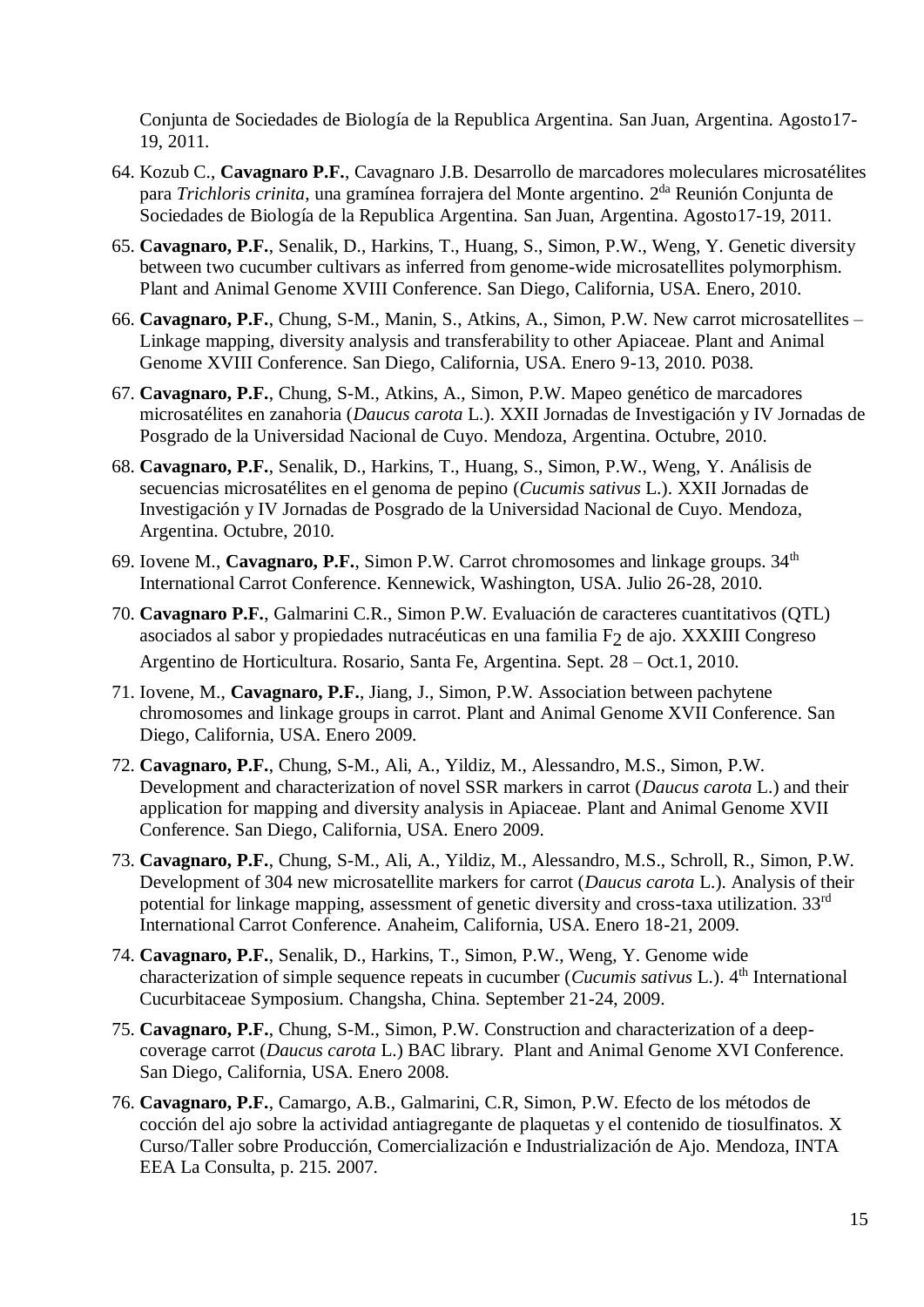Conjunta de Sociedades de Biología de la Republica Argentina. San Juan, Argentina. Agosto17-19, 2011.

64. Kozub C., **Cavagnaro P.F.**, Cavagnaro J.B. Desarrollo de marcadores moleculares microsatélites para *Trichloris crinita*, una gramínea forrajera del Monte argentino. 2[da] Reunión Conjunta de Sociedades de Biología de la Republica Argentina. San Juan, Argentina. Agosto17-19, 2011.
65. **Cavagnaro, P.F.**, Senalik, D., Harkins, T., Huang, S., Simon, P.W., Weng, Y. Genetic diversity between two cucumber cultivars as inferred from genome-wide microsatellites polymorphism. Plant and Animal Genome XVIII Conference. San Diego, California, USA. Enero, 2010.
66. **Cavagnaro, P.F.**, Chung, S-M., Manin, S., Atkins, A., Simon, P.W. New carrot microsatellites – Linkage mapping, diversity analysis and transferability to other Apiaceae. Plant and Animal Genome XVIII Conference. San Diego, California, USA. Enero 9-13, 2010. P038.
67. **Cavagnaro, P.F.**, Chung, S-M., Atkins, A., Simon, P.W. Mapeo genético de marcadores microsatélites en zanahoria (*Daucus carota* L.). XXII Jornadas de Investigación y IV Jornadas de Posgrado de la Universidad Nacional de Cuyo. Mendoza, Argentina. Octubre, 2010.
68. **Cavagnaro, P.F.**, Senalik, D., Harkins, T., Huang, S., Simon, P.W., Weng, Y. Análisis de secuencias microsatélites en el genoma de pepino (*Cucumis sativus* L.). XXII Jornadas de Investigación y IV Jornadas de Posgrado de la Universidad Nacional de Cuyo. Mendoza, Argentina. Octubre, 2010.
69. Iovene M., **Cavagnaro, P.F.**, Simon P.W. Carrot chromosomes and linkage groups. 34[th] International Carrot Conference. Kennewick, Washington, USA. Julio 26-28, 2010.
70. **Cavagnaro P.F.**, Galmarini C.R., Simon P.W. Evaluación de caracteres cuantitativos (QTL) asociados al sabor y propiedades nutracéuticas en una familia $F_2$ de ajo. XXXIII Congreso Argentino de Horticultura. Rosario, Santa Fe, Argentina. Sept. 28 – Oct.1, 2010.
71. Iovene, M., **Cavagnaro, P.F.**, Jiang, J., Simon, P.W. Association between pachytene chromosomes and linkage groups in carrot. Plant and Animal Genome XVII Conference. San Diego, California, USA. Enero 2009.
72. **Cavagnaro, P.F.**, Chung, S-M., Ali, A., Yildiz, M., Alessandro, M.S., Simon, P.W. Development and characterization of novel SSR markers in carrot (*Daucus carota* L.) and their application for mapping and diversity analysis in Apiaceae. Plant and Animal Genome XVII Conference. San Diego, California, USA. Enero 2009.
73. **Cavagnaro, P.F.**, Chung, S-M., Ali, A., Yildiz, M., Alessandro, M.S., Schroll, R., Simon, P.W. Development of 304 new microsatellite markers for carrot (*Daucus carota* L.). Analysis of their potential for linkage mapping, assessment of genetic diversity and cross-taxa utilization. 33[rd] International Carrot Conference. Anaheim, California, USA. Enero 18-21, 2009.
74. **Cavagnaro, P.F.**, Senalik, D., Harkins, T., Simon, P.W., Weng, Y. Genome wide characterization of simple sequence repeats in cucumber (*Cucumis sativus* L.). 4[th] International Cucurbitaceae Symposium. Changsha, China. September 21-24, 2009.
75. **Cavagnaro, P.F.**, Chung, S-M., Simon, P.W. Construction and characterization of a deep-coverage carrot (*Daucus carota* L.) BAC library. Plant and Animal Genome XVI Conference. San Diego, California, USA. Enero 2008.
76. **Cavagnaro, P.F.**, Camargo, A.B., Galmarini, C.R, Simon, P.W. Efecto de los métodos de cocción del ajo sobre la actividad antiagregante de plaquetas y el contenido de tiosulfinatos. X Curso/Taller sobre Producción, Comercialización e Industrialización de Ajo. Mendoza, INTA EEA La Consulta, p. 215. 2007.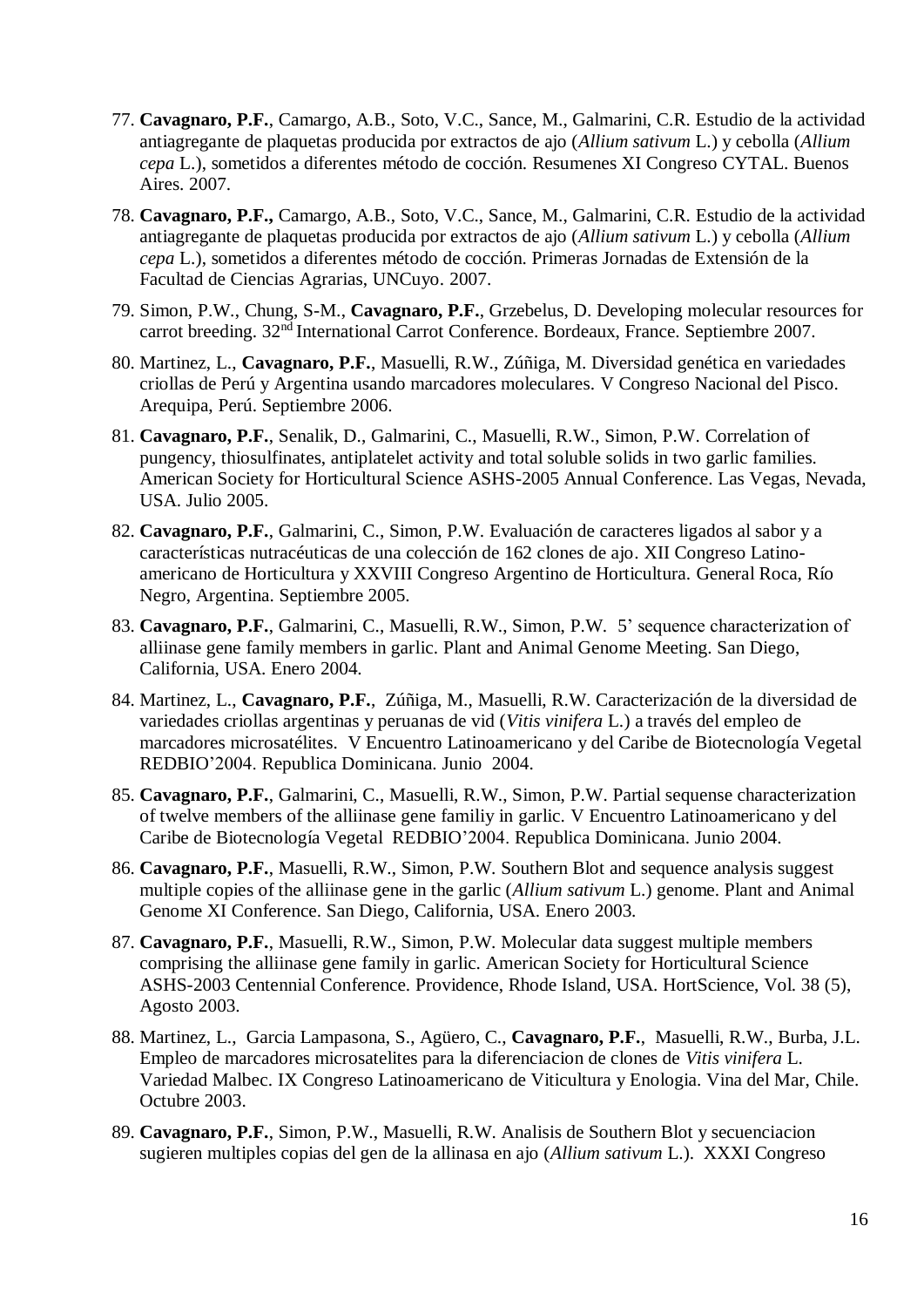77. **Cavagnaro, P.F.**, Camargo, A.B., Soto, V.C., Sance, M., Galmarini, C.R. Estudio de la actividad antiagregante de plaquetas producida por extractos de ajo (*Allium sativum* L.) y cebolla (*Allium cepa* L.), sometidos a diferentes método de cocción. Resumenes XI Congreso CYTAL. Buenos Aires. 2007.

78. **Cavagnaro, P.F.,** Camargo, A.B., Soto, V.C., Sance, M., Galmarini, C.R. Estudio de la actividad antiagregante de plaquetas producida por extractos de ajo (*Allium sativum* L.) y cebolla (*Allium cepa* L.), sometidos a diferentes método de cocción. Primeras Jornadas de Extensión de la Facultad de Ciencias Agrarias, UNCuyo. 2007.

79. Simon, P.W., Chung, S-M., **Cavagnaro, P.F.**, Grzebelus, D. Developing molecular resources for carrot breeding. 32nd International Carrot Conference. Bordeaux, France. Septiembre 2007.

80. Martinez, L., **Cavagnaro, P.F.**, Masuelli, R.W., Zúñiga, M. Diversidad genética en variedades criollas de Perú y Argentina usando marcadores moleculares. V Congreso Nacional del Pisco. Arequipa, Perú. Septiembre 2006.

81. **Cavagnaro, P.F.**, Senalik, D., Galmarini, C., Masuelli, R.W., Simon, P.W. Correlation of pungency, thiosulfinates, antiplatelet activity and total soluble solids in two garlic families. American Society for Horticultural Science ASHS-2005 Annual Conference. Las Vegas, Nevada, USA. Julio 2005.

82. **Cavagnaro, P.F.**, Galmarini, C., Simon, P.W. Evaluación de caracteres ligados al sabor y a características nutracéuticas de una colección de 162 clones de ajo. XII Congreso Latino-americano de Horticultura y XXVIII Congreso Argentino de Horticultura. General Roca, Río Negro, Argentina. Septiembre 2005.

83. **Cavagnaro, P.F.**, Galmarini, C., Masuelli, R.W., Simon, P.W. 5' sequence characterization of alliinase gene family members in garlic. Plant and Animal Genome Meeting. San Diego, California, USA. Enero 2004.

84. Martinez, L., **Cavagnaro, P.F.**, Zúñiga, M., Masuelli, R.W. Caracterización de la diversidad de variedades criollas argentinas y peruanas de vid (*Vitis vinifera* L.) a través del empleo de marcadores microsatélites. V Encuentro Latinoamericano y del Caribe de Biotecnología Vegetal REDBIO'2004. Republica Dominicana. Junio 2004.

85. **Cavagnaro, P.F.**, Galmarini, C., Masuelli, R.W., Simon, P.W. Partial sequense characterization of twelve members of the alliinase gene familiy in garlic. V Encuentro Latinoamericano y del Caribe de Biotecnología Vegetal REDBIO'2004. Republica Dominicana. Junio 2004.

86. **Cavagnaro, P.F.**, Masuelli, R.W., Simon, P.W. Southern Blot and sequence analysis suggest multiple copies of the alliinase gene in the garlic (*Allium sativum* L.) genome. Plant and Animal Genome XI Conference. San Diego, California, USA. Enero 2003.

87. **Cavagnaro, P.F.**, Masuelli, R.W., Simon, P.W. Molecular data suggest multiple members comprising the alliinase gene family in garlic. American Society for Horticultural Science ASHS-2003 Centennial Conference. Providence, Rhode Island, USA. HortScience, Vol. 38 (5), Agosto 2003.

88. Martinez, L., Garcia Lampasona, S., Agüero, C., **Cavagnaro, P.F.**, Masuelli, R.W., Burba, J.L. Empleo de marcadores microsatelites para la diferenciacion de clones de *Vitis vinifera* L. Variedad Malbec. IX Congreso Latinoamericano de Viticultura y Enologia. Vina del Mar, Chile. Octubre 2003.

89. **Cavagnaro, P.F.**, Simon, P.W., Masuelli, R.W. Analisis de Southern Blot y secuenciacion sugieren multiples copias del gen de la allinasa en ajo (*Allium sativum* L.). XXXI Congreso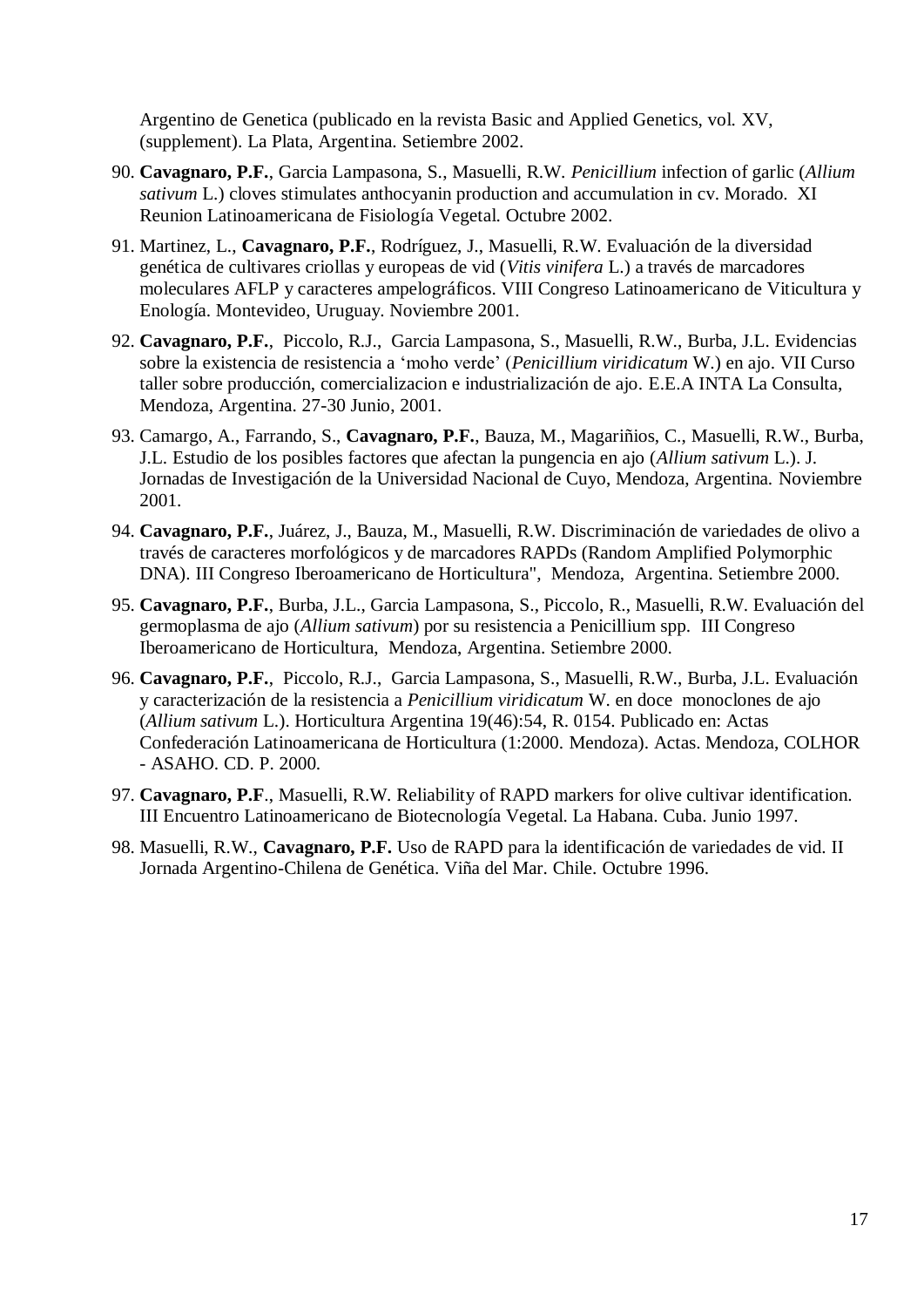Argentino de Genetica (publicado en la revista Basic and Applied Genetics, vol. XV, (supplement). La Plata, Argentina. Setiembre 2002.

90. **Cavagnaro, P.F.**, Garcia Lampasona, S., Masuelli, R.W. *Penicillium* infection of garlic (*Allium sativum* L.) cloves stimulates anthocyanin production and accumulation in cv. Morado. XI Reunion Latinoamericana de Fisiología Vegetal. Octubre 2002.
91. Martinez, L., **Cavagnaro, P.F.**, Rodríguez, J., Masuelli, R.W. Evaluación de la diversidad genética de cultivares criollas y europeas de vid (*Vitis vinifera* L.) a través de marcadores moleculares AFLP y caracteres ampelográficos. VIII Congreso Latinoamericano de Viticultura y Enología. Montevideo, Uruguay. Noviembre 2001.
92. **Cavagnaro, P.F.**, Piccolo, R.J., Garcia Lampasona, S., Masuelli, R.W., Burba, J.L. Evidencias sobre la existencia de resistencia a 'moho verde' (*Penicillium viridicatum* W.) en ajo. VII Curso taller sobre producción, comercializacion e industrialización de ajo. E.E.A INTA La Consulta, Mendoza, Argentina. 27-30 Junio, 2001.
93. Camargo, A., Farrando, S., **Cavagnaro, P.F.**, Bauza, M., Magariñios, C., Masuelli, R.W., Burba, J.L. Estudio de los posibles factores que afectan la pungencia en ajo (*Allium sativum* L.). J. Jornadas de Investigación de la Universidad Nacional de Cuyo, Mendoza, Argentina. Noviembre 2001.
94. **Cavagnaro, P.F.**, Juárez, J., Bauza, M., Masuelli, R.W. Discriminación de variedades de olivo a través de caracteres morfológicos y de marcadores RAPDs (Random Amplified Polymorphic DNA). III Congreso Iberoamericano de Horticultura", Mendoza, Argentina. Setiembre 2000.
95. **Cavagnaro, P.F.**, Burba, J.L., Garcia Lampasona, S., Piccolo, R., Masuelli, R.W. Evaluación del germoplasma de ajo (*Allium sativum*) por su resistencia a Penicillium spp. III Congreso Iberoamericano de Horticultura, Mendoza, Argentina. Setiembre 2000.
96. **Cavagnaro, P.F.**, Piccolo, R.J., Garcia Lampasona, S., Masuelli, R.W., Burba, J.L. Evaluación y caracterización de la resistencia a *Penicillium viridicatum* W. en doce monoclones de ajo (*Allium sativum* L.). Horticultura Argentina 19(46):54, R. 0154. Publicado en: Actas Confederación Latinoamericana de Horticultura (1:2000. Mendoza). Actas. Mendoza, COLHOR - ASAHO. CD. P. 2000.
97. **Cavagnaro, P.F**., Masuelli, R.W. Reliability of RAPD markers for olive cultivar identification. III Encuentro Latinoamericano de Biotecnología Vegetal. La Habana. Cuba. Junio 1997.
98. Masuelli, R.W., **Cavagnaro, P.F.** Uso de RAPD para la identificación de variedades de vid. II Jornada Argentino-Chilena de Genética. Viña del Mar. Chile. Octubre 1996.